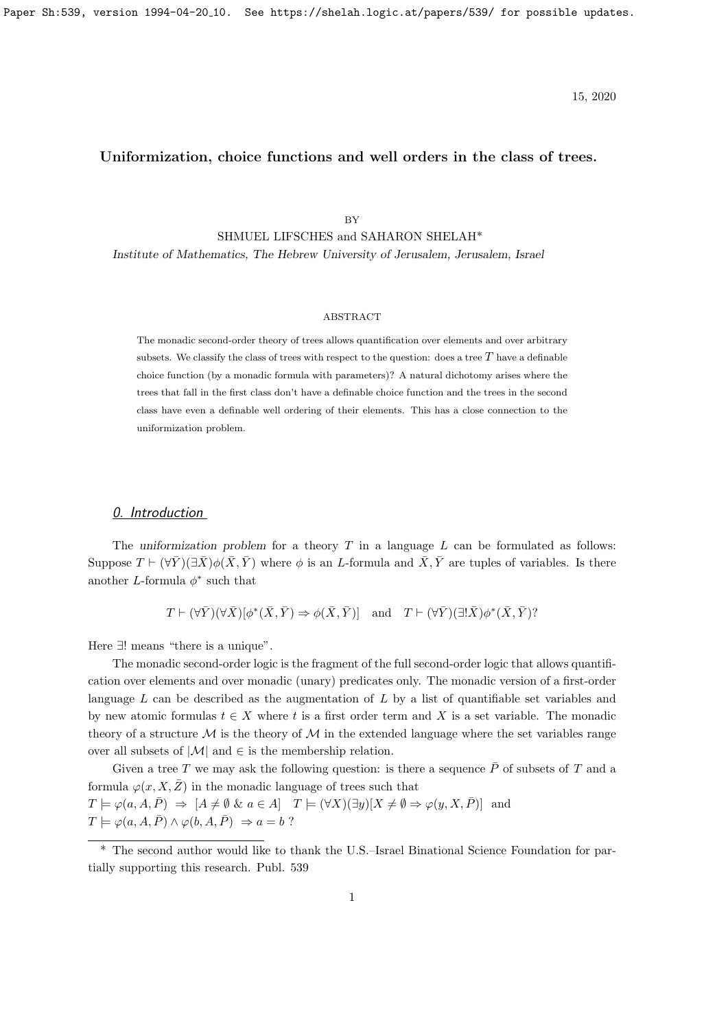# Uniformization, choice functions and well orders in the class of trees.

BY

SHMUEL LIFSCHES and SAHARON SHELAH*

*Institute of Mathematics, The Hebrew University of Jerusalem, Jerusalem, Israel*

ABSTRACT

The monadic second-order theory of trees allows quantification over elements and over arbitrary subsets. We classify the class of trees with respect to the question: does a tree $T$ have a definable choice function (by a monadic formula with parameters)? A natural dichotomy arises where the trees that fall in the first class don't have a definable choice function and the trees in the second class have even a definable well ordering of their elements. This has a close connection to the uniformization problem.

## 0. Introduction

The *uniformization problem* for a theory $T$ in a language $L$ can be formulated as follows: Suppose $T \vdash (\forall \bar{Y})(\exists \bar{X})\phi(\bar{X}, \bar{Y})$ where $\phi$ is an $L$-formula and $\bar{X}, \bar{Y}$ are tuples of variables. Is there another $L$-formula $\phi^*$ such that

$$T \vdash (\forall \bar{Y})(\forall \bar{X})[\phi^*(\bar{X}, \bar{Y}) \Rightarrow \phi(\bar{X}, \bar{Y})] \quad \text{and} \quad T \vdash (\forall \bar{Y})(\exists! \bar{X})\phi^*(\bar{X}, \bar{Y})?$$

Here $\exists!$ means "there is a unique".

The monadic second-order logic is the fragment of the full second-order logic that allows quantification over elements and over monadic (unary) predicates only. The monadic version of a first-order language $L$ can be described as the augmentation of $L$ by a list of quantifiable set variables and by new atomic formulas $t \in X$ where $t$ is a first order term and $X$ is a set variable. The monadic theory of a structure $\mathcal{M}$ is the theory of $\mathcal{M}$ in the extended language where the set variables range over all subsets of $|\mathcal{M}|$ and $\in$ is the membership relation.

Given a tree $T$ we may ask the following question: is there a sequence $\bar{P}$ of subsets of $T$ and a formula $\varphi(x, X, \bar{Z})$ in the monadic language of trees such that
$T \models \varphi(a, A, \bar{P}) \;\Rightarrow\; [A \neq \emptyset \;\&\; a \in A] \quad T \models (\forall X)(\exists y)[X \neq \emptyset \Rightarrow \varphi(y, X, \bar{P})]$ and
$T \models \varphi(a, A, \bar{P}) \wedge \varphi(b, A, \bar{P}) \;\Rightarrow a = b$ ?

---

* The second author would like to thank the U.S.–Israel Binational Science Foundation for partially supporting this research. Publ. 539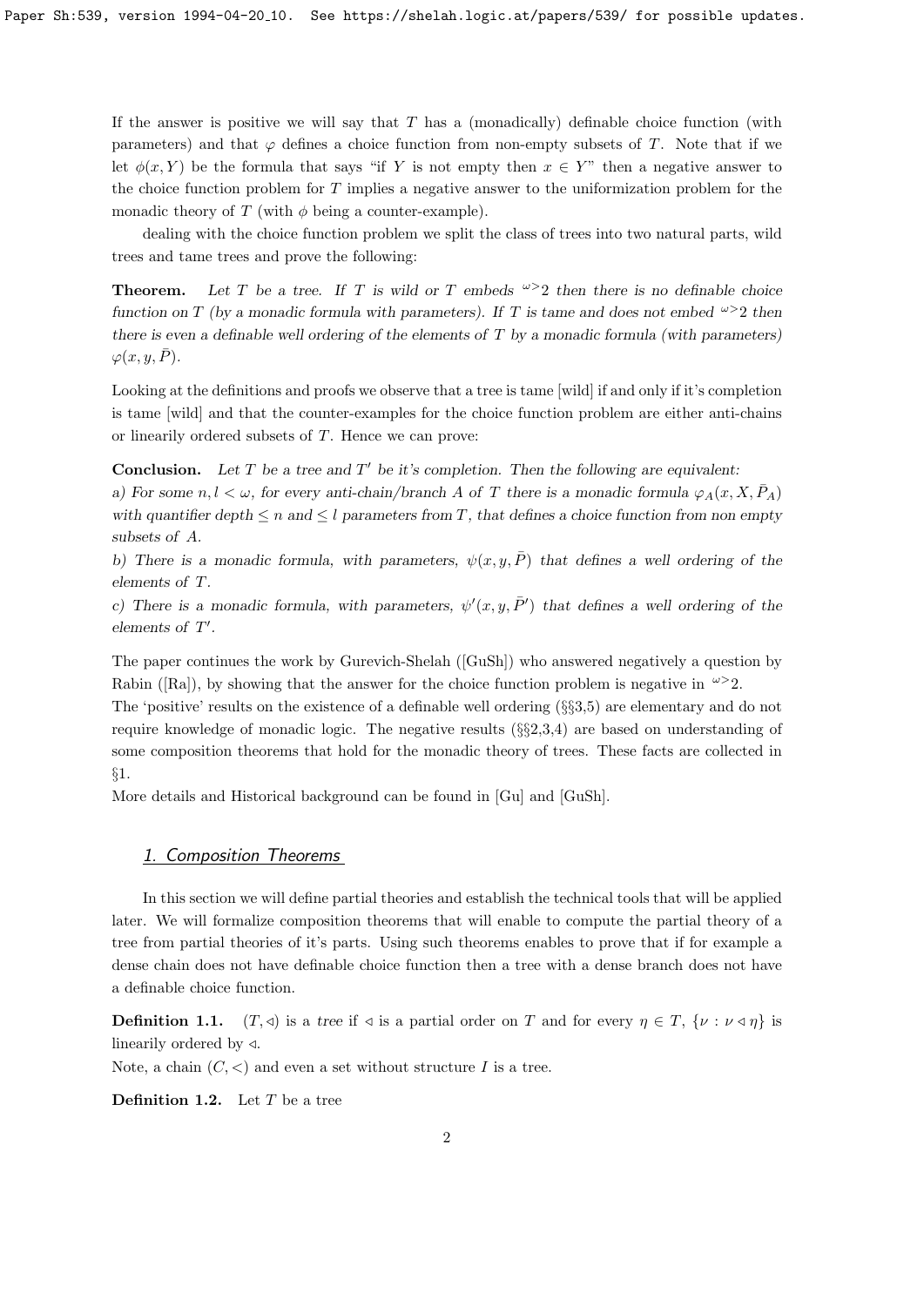If the answer is positive we will say that $T$ has a (monadically) definable choice function (with parameters) and that $\varphi$ defines a choice function from non-empty subsets of $T$. Note that if we let $\phi(x, Y)$ be the formula that says "if $Y$ is not empty then $x \in Y$" then a negative answer to the choice function problem for $T$ implies a negative answer to the uniformization problem for the monadic theory of $T$ (with $\phi$ being a counter-example).

dealing with the choice function problem we split the class of trees into two natural parts, wild trees and tame trees and prove the following:

**Theorem.** *Let $T$ be a tree. If $T$ is wild or $T$ embeds ${}^{\omega>}2$ then there is no definable choice function on $T$ (by a monadic formula with parameters). If $T$ is tame and does not embed ${}^{\omega>}2$ then there is even a definable well ordering of the elements of $T$ by a monadic formula (with parameters) $\varphi(x, y, \bar{P})$.*

Looking at the definitions and proofs we observe that a tree is tame [wild] if and only if it's completion is tame [wild] and that the counter-examples for the choice function problem are either anti-chains or linearily ordered subsets of $T$. Hence we can prove:

**Conclusion.** *Let $T$ be a tree and $T'$ be it's completion. Then the following are equivalent:*
*a) For some $n, l < \omega$, for every anti-chain/branch $A$ of $T$ there is a monadic formula $\varphi_A(x, X, \bar{P}_A)$ with quantifier depth $\leq n$ and $\leq l$ parameters from $T$, that defines a choice function from non empty subsets of $A$.*
*b) There is a monadic formula, with parameters, $\psi(x, y, \bar{P})$ that defines a well ordering of the elements of $T$.*
*c) There is a monadic formula, with parameters, $\psi'(x, y, \bar{P}')$ that defines a well ordering of the elements of $T'$.*

The paper continues the work by Gurevich-Shelah ([GuSh]) who answered negatively a question by Rabin ([Ra]), by showing that the answer for the choice function problem is negative in ${}^{\omega>}2$.
The 'positive' results on the existence of a definable well ordering (§§3,5) are elementary and do not require knowledge of monadic logic. The negative results (§§2,3,4) are based on understanding of some composition theorems that hold for the monadic theory of trees. These facts are collected in §1.
More details and Historical background can be found in [Gu] and [GuSh].

## 1. Composition Theorems

In this section we will define partial theories and establish the technical tools that will be applied later. We will formalize composition theorems that will enable to compute the partial theory of a tree from partial theories of it's parts. Using such theorems enables to prove that if for example a dense chain does not have definable choice function then a tree with a dense branch does not have a definable choice function.

**Definition 1.1.** $(T, \triangleleft)$ is a *tree* if $\triangleleft$ is a partial order on $T$ and for every $\eta \in T$, $\{\nu : \nu \triangleleft \eta\}$ is linearily ordered by $\triangleleft$.
Note, a chain $(C, <)$ and even a set without structure $I$ is a tree.

**Definition 1.2.** Let $T$ be a tree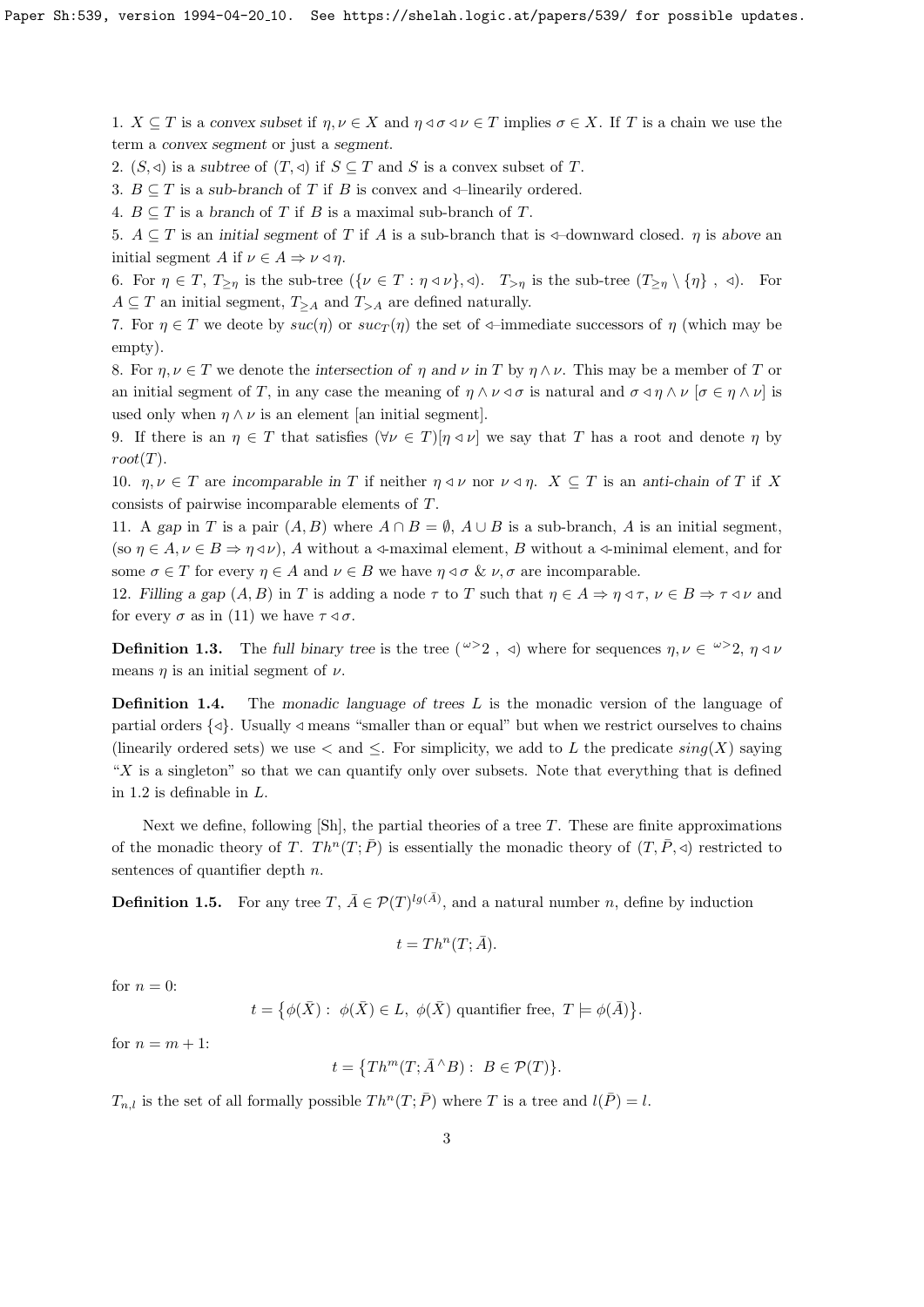1. $X \subseteq T$ is a *convex subset* if $\eta, \nu \in X$ and $\eta \triangleleft \sigma \triangleleft \nu \in T$ implies $\sigma \in X$. If $T$ is a chain we use the term a *convex segment* or just a *segment*.
2. $(S, \triangleleft)$ is a *subtree* of $(T, \triangleleft)$ if $S \subseteq T$ and $S$ is a convex subset of $T$.
3. $B \subseteq T$ is a *sub-branch* of $T$ if $B$ is convex and $\triangleleft$–linearily ordered.
4. $B \subseteq T$ is a *branch* of $T$ if $B$ is a maximal sub-branch of $T$.
5. $A \subseteq T$ is an *initial segment* of $T$ if $A$ is a sub-branch that is $\triangleleft$–downward closed. $\eta$ is *above* an initial segment $A$ if $\nu \in A \Rightarrow \nu \triangleleft \eta$.
6. For $\eta \in T$, $T_{\geq \eta}$ is the sub-tree $(\{\nu \in T : \eta \triangleleft \nu\}, \triangleleft)$. $T_{> \eta}$ is the sub-tree $(T_{\geq \eta} \setminus \{\eta\}\ ,\ \triangleleft)$. For $A \subseteq T$ an initial segment, $T_{\geq A}$ and $T_{> A}$ are defined naturally.
7. For $\eta \in T$ we deote by $suc(\eta)$ or $suc_T(\eta)$ the set of $\triangleleft$–immediate successors of $\eta$ (which may be empty).
8. For $\eta, \nu \in T$ we denote the *intersection of* $\eta$ *and* $\nu$ *in* $T$ by $\eta \wedge \nu$. This may be a member of $T$ or an initial segment of $T$, in any case the meaning of $\eta \wedge \nu \triangleleft \sigma$ is natural and $\sigma \triangleleft \eta \wedge \nu$ $[\sigma \in \eta \wedge \nu]$ is used only when $\eta \wedge \nu$ is an element [an initial segment].
9. If there is an $\eta \in T$ that satisfies $(\forall \nu \in T)[\eta \triangleleft \nu]$ we say that $T$ has a root and denote $\eta$ by $root(T)$.
10. $\eta, \nu \in T$ are *incomparable in* $T$ if neither $\eta \triangleleft \nu$ nor $\nu \triangleleft \eta$. $X \subseteq T$ is an *anti-chain of* $T$ if $X$ consists of pairwise incomparable elements of $T$.
11. A *gap* in $T$ is a pair $(A, B)$ where $A \cap B = \emptyset$, $A \cup B$ is a sub-branch, $A$ is an initial segment, (so $\eta \in A, \nu \in B \Rightarrow \eta \triangleleft \nu$), $A$ without a $\triangleleft$-maximal element, $B$ without a $\triangleleft$-minimal element, and for some $\sigma \in T$ for every $\eta \in A$ and $\nu \in B$ we have $\eta \triangleleft \sigma$ & $\nu, \sigma$ are incomparable.
12. *Filling a gap* $(A, B)$ in $T$ is adding a node $\tau$ to $T$ such that $\eta \in A \Rightarrow \eta \triangleleft \tau$, $\nu \in B \Rightarrow \tau \triangleleft \nu$ and for every $\sigma$ as in (11) we have $\tau \triangleleft \sigma$.

**Definition 1.3.** The *full binary tree* is the tree $({}^{\omega>}2\ ,\ \triangleleft)$ where for sequences $\eta, \nu \in {}^{\omega>}2$, $\eta \triangleleft \nu$ means $\eta$ is an initial segment of $\nu$.

**Definition 1.4.** The *monadic language of trees* $L$ is the monadic version of the language of partial orders $\{\triangleleft\}$. Usually $\triangleleft$ means "smaller than or equal" but when we restrict ourselves to chains (linearily ordered sets) we use $<$ and $\leq$. For simplicity, we add to $L$ the predicate $sing(X)$ saying "$X$ is a singleton" so that we can quantify only over subsets. Note that everything that is defined in 1.2 is definable in $L$.

Next we define, following [Sh], the partial theories of a tree $T$. These are finite approximations of the monadic theory of $T$. $Th^n(T; \bar{P})$ is essentially the monadic theory of $(T, \bar{P}, \triangleleft)$ restricted to sentences of quantifier depth $n$.

**Definition 1.5.** For any tree $T$, $\bar{A} \in \mathcal{P}(T)^{lg(\bar{A})}$, and a natural number $n$, define by induction

$$t = Th^n(T; \bar{A}).$$

for $n = 0$:

$$t = \{\phi(\bar{X}) :\ \phi(\bar{X}) \in L,\ \phi(\bar{X}) \text{ quantifier free},\ T \models \phi(\bar{A})\}.$$

for $n = m + 1$:

$$t = \{Th^m(T; \bar{A}^\wedge B) :\ B \in \mathcal{P}(T)\}.$$

$T_{n,l}$ is the set of all formally possible $Th^n(T; \bar{P})$ where $T$ is a tree and $l(\bar{P}) = l$.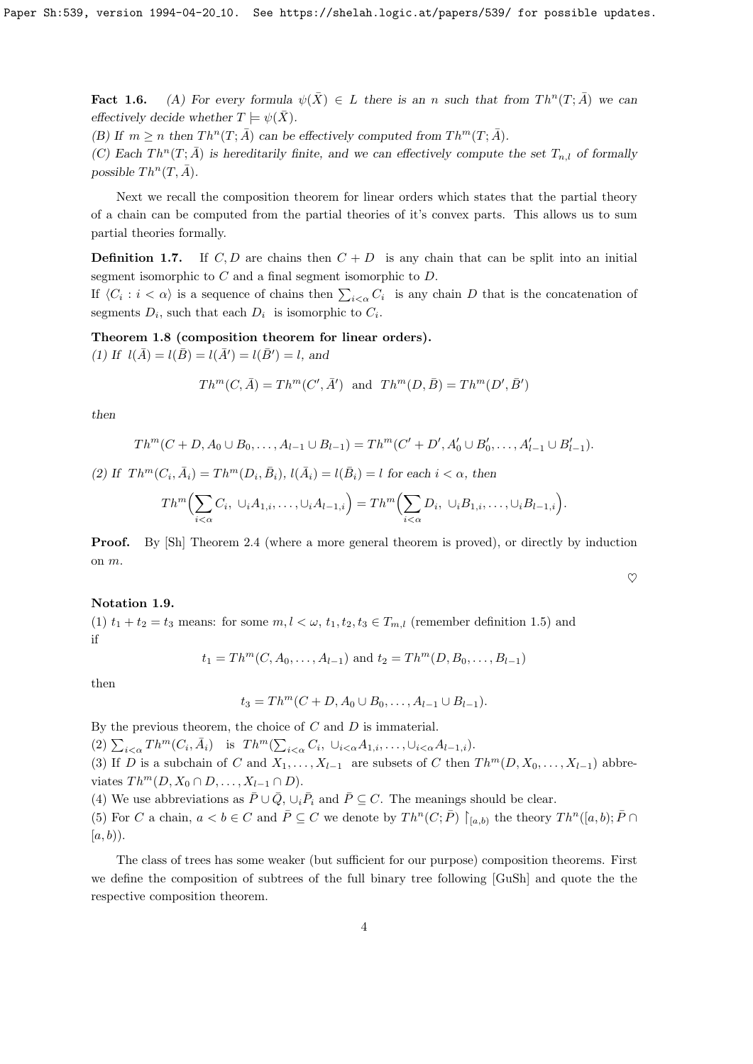**Fact 1.6.** *(A) For every formula $\psi(\bar{X}) \in L$ there is an $n$ such that from $Th^n(T;\bar{A})$ we can effectively decide whether $T \models \psi(\bar{X})$.*
*(B) If $m \geq n$ then $Th^n(T;\bar{A})$ can be effectively computed from $Th^m(T;\bar{A})$.*
*(C) Each $Th^n(T;\bar{A})$ is hereditarily finite, and we can effectively compute the set $T_{n,l}$ of formally possible $Th^n(T,\bar{A})$.*

Next we recall the composition theorem for linear orders which states that the partial theory of a chain can be computed from the partial theories of it's convex parts. This allows us to sum partial theories formally.

**Definition 1.7.** If $C, D$ are chains then $C + D$ is any chain that can be split into an initial segment isomorphic to $C$ and a final segment isomorphic to $D$.
If $\langle C_i : i < \alpha \rangle$ is a sequence of chains then $\sum_{i<\alpha} C_i$ is any chain $D$ that is the concatenation of segments $D_i$, such that each $D_i$ is isomorphic to $C_i$.

**Theorem 1.8 (composition theorem for linear orders).**
*(1) If $l(\bar{A}) = l(\bar{B}) = l(\bar{A}') = l(\bar{B}') = l$, and*

$$Th^m(C,\bar{A}) = Th^m(C',\bar{A}') \text{ and } Th^m(D,\bar{B}) = Th^m(D',\bar{B}')$$

*then*

$$Th^m(C + D, A_0 \cup B_0, \dots, A_{l-1} \cup B_{l-1}) = Th^m(C' + D', A'_0 \cup B'_0, \dots, A'_{l-1} \cup B'_{l-1}).$$

*(2) If $Th^m(C_i,\bar{A}_i) = Th^m(D_i,\bar{B}_i)$, $l(\bar{A}_i) = l(\bar{B}_i) = l$ for each $i < \alpha$, then*

$$Th^m\Big(\sum_{i<\alpha} C_i,\ \cup_i A_{1,i}, \dots, \cup_i A_{l-1,i}\Big) = Th^m\Big(\sum_{i<\alpha} D_i,\ \cup_i B_{1,i}, \dots, \cup_i B_{l-1,i}\Big).$$

**Proof.** By [Sh] Theorem 2.4 (where a more general theorem is proved), or directly by induction on $m$.

♡

**Notation 1.9.**
(1) $t_1 + t_2 = t_3$ means: for some $m, l < \omega$, $t_1, t_2, t_3 \in T_{m,l}$ (remember definition 1.5) and if

$$t_1 = Th^m(C, A_0, \dots, A_{l-1}) \text{ and } t_2 = Th^m(D, B_0, \dots, B_{l-1})$$

then

$$t_3 = Th^m(C + D, A_0 \cup B_0, \dots, A_{l-1} \cup B_{l-1}).$$

By the previous theorem, the choice of $C$ and $D$ is immaterial.
(2) $\sum_{i<\alpha} Th^m(C_i,\bar{A}_i)$ is $Th^m(\sum_{i<\alpha} C_i,\ \cup_{i<\alpha} A_{1,i}, \dots, \cup_{i<\alpha} A_{l-1,i})$.
(3) If $D$ is a subchain of $C$ and $X_1, \dots, X_{l-1}$ are subsets of $C$ then $Th^m(D, X_0, \dots, X_{l-1})$ abbreviates $Th^m(D, X_0 \cap D, \dots, X_{l-1} \cap D)$.
(4) We use abbreviations as $\bar{P} \cup \bar{Q}$, $\cup_i \bar{P}_i$ and $\bar{P} \subseteq C$. The meanings should be clear.
(5) For $C$ a chain, $a < b \in C$ and $\bar{P} \subseteq C$ we denote by $Th^n(C;\bar{P}) \restriction_{[a,b)}$ the theory $Th^n([a,b);\bar{P} \cap [a,b))$.

The class of trees has some weaker (but sufficient for our purpose) composition theorems. First we define the composition of subtrees of the full binary tree following [GuSh] and quote the the respective composition theorem.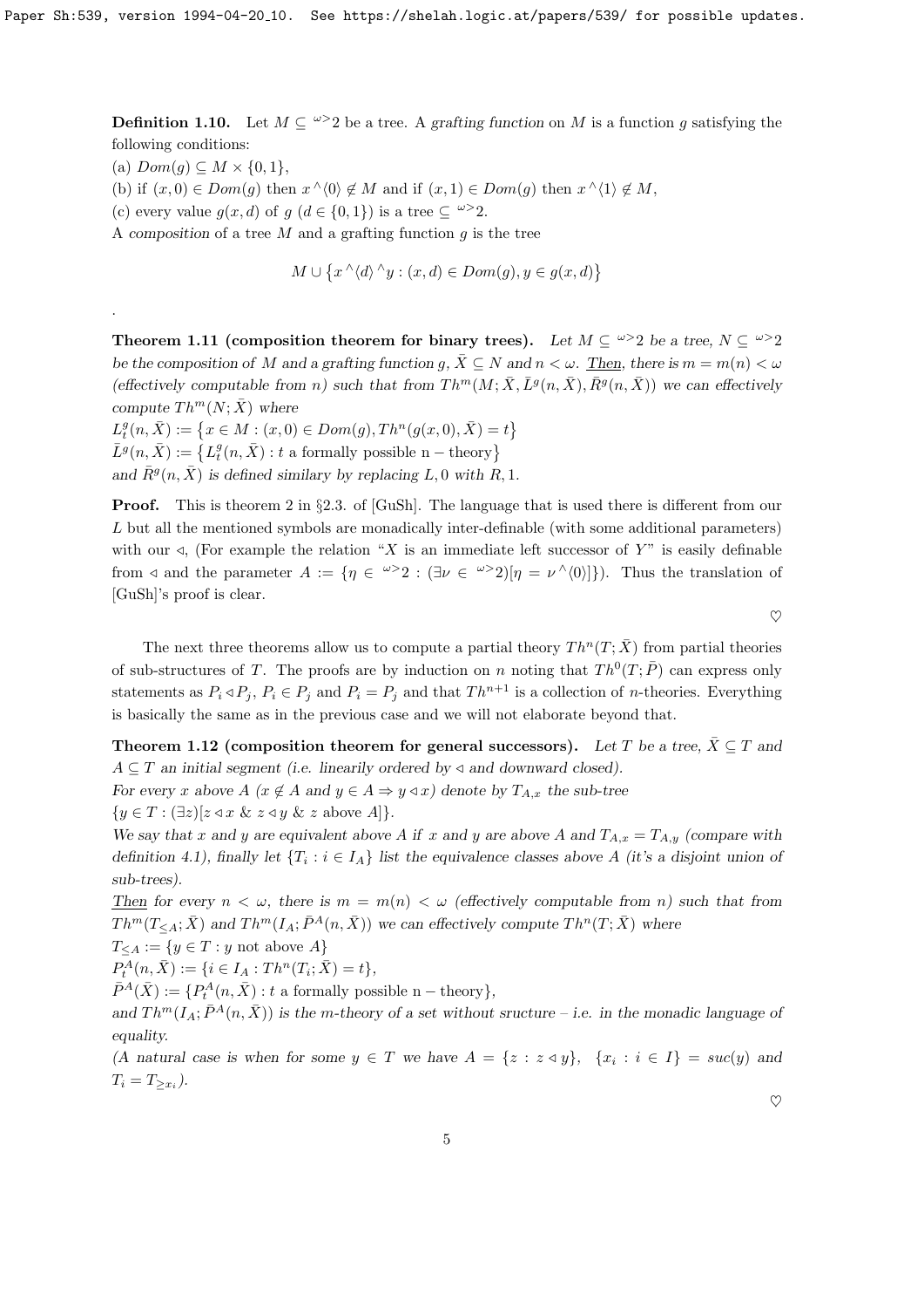**Definition 1.10.** Let $M \subseteq {}^{\omega>}2$ be a tree. A *grafting function* on $M$ is a function $g$ satisfying the following conditions:
(a) $Dom(g) \subseteq M \times \{0,1\}$,
(b) if $(x,0) \in Dom(g)$ then $x{}^\frown\langle 0\rangle \notin M$ and if $(x,1) \in Dom(g)$ then $x{}^\frown\langle 1\rangle \notin M$,
(c) every value $g(x,d)$ of $g$ ($d \in \{0,1\}$) is a tree $\subseteq {}^{\omega>}2$.
A *composition* of a tree $M$ and a grafting function $g$ is the tree

$$M \cup \{x{}^\frown\langle d\rangle{}^\frown y : (x,d) \in Dom(g), y \in g(x,d)\}$$

.

**Theorem 1.11 (composition theorem for binary trees).** *Let $M \subseteq {}^{\omega>}2$ be a tree, $N \subseteq {}^{\omega>}2$ be the composition of $M$ and a grafting function $g$, $\bar X \subseteq N$ and $n < \omega$. Then, there is $m = m(n) < \omega$ (effectively computable from $n$) such that from $Th^m(M; \bar X, \bar L^g(n,\bar X), \bar R^g(n,\bar X))$ we can effectively compute $Th^m(N; \bar X)$ where*
$L^g_t(n,\bar X) := \{x \in M : (x,0) \in Dom(g), Th^n(g(x,0), \bar X) = t\}$
$\bar L^g(n,\bar X) := \{L^g_t(n,\bar X) : t \text{ a formally possible n} - \text{theory}\}$
*and $\bar R^g(n,\bar X)$ is defined similary by replacing $L, 0$ with $R, 1$.*

**Proof.** This is theorem 2 in §2.3. of [GuSh]. The language that is used there is different from our $L$ but all the mentioned symbols are monadically inter-definable (with some additional parameters) with our $\triangleleft$, (For example the relation "$X$ is an immediate left successor of $Y$" is easily definable from $\triangleleft$ and the parameter $A := \{\eta \in {}^{\omega>}2 : (\exists \nu \in {}^{\omega>}2)[\eta = \nu{}^\frown\langle 0\rangle]\}$). Thus the translation of [GuSh]'s proof is clear.

♡

The next three theorems allow us to compute a partial theory $Th^n(T; \bar X)$ from partial theories of sub-structures of $T$. The proofs are by induction on $n$ noting that $Th^0(T; \bar P)$ can express only statements as $P_i \triangleleft P_j$, $P_i \in P_j$ and $P_i = P_j$ and that $Th^{n+1}$ is a collection of $n$-theories. Everything is basically the same as in the previous case and we will not elaborate beyond that.

**Theorem 1.12 (composition theorem for general successors).** *Let $T$ be a tree, $\bar X \subseteq T$ and $A \subseteq T$ an initial segment (i.e. linearily ordered by $\triangleleft$ and downward closed).*
*For every $x$ above $A$ ($x \notin A$ and $y \in A \Rightarrow y \triangleleft x$) denote by $T_{A,x}$ the sub-tree*
$\{y \in T : (\exists z)[z \triangleleft x \ \& \ z \triangleleft y \ \& \ z \text{ above } A]\}$.
*We say that $x$ and $y$ are equivalent above $A$ if $x$ and $y$ are above $A$ and $T_{A,x} = T_{A,y}$ (compare with definition 4.1), finally let $\{T_i : i \in I_A\}$ list the equivalence classes above $A$ (it's a disjoint union of sub-trees).*
*Then for every $n < \omega$, there is $m = m(n) < \omega$ (effectively computable from $n$) such that from $Th^m(T_{\leq A}; \bar X)$ and $Th^m(I_A; \bar P^A(n,\bar X))$ we can effectively compute $Th^n(T; \bar X)$ where*
$T_{\leq A} := \{y \in T : y \text{ not above } A\}$
$P^A_t(n,\bar X) := \{i \in I_A : Th^n(T_i; \bar X) = t\}$,
$\bar P^A(\bar X) := \{P^A_t(n,\bar X) : t \text{ a formally possible n} - \text{theory}\}$,
*and $Th^m(I_A; \bar P^A(n,\bar X))$ is the $m$-theory of a set without sructure – i.e. in the monadic language of equality.*
*(A natural case is when for some $y \in T$ we have $A = \{z : z \triangleleft y\}$, $\{x_i : i \in I\} = suc(y)$ and $T_i = T_{\geq x_i}$).*

♡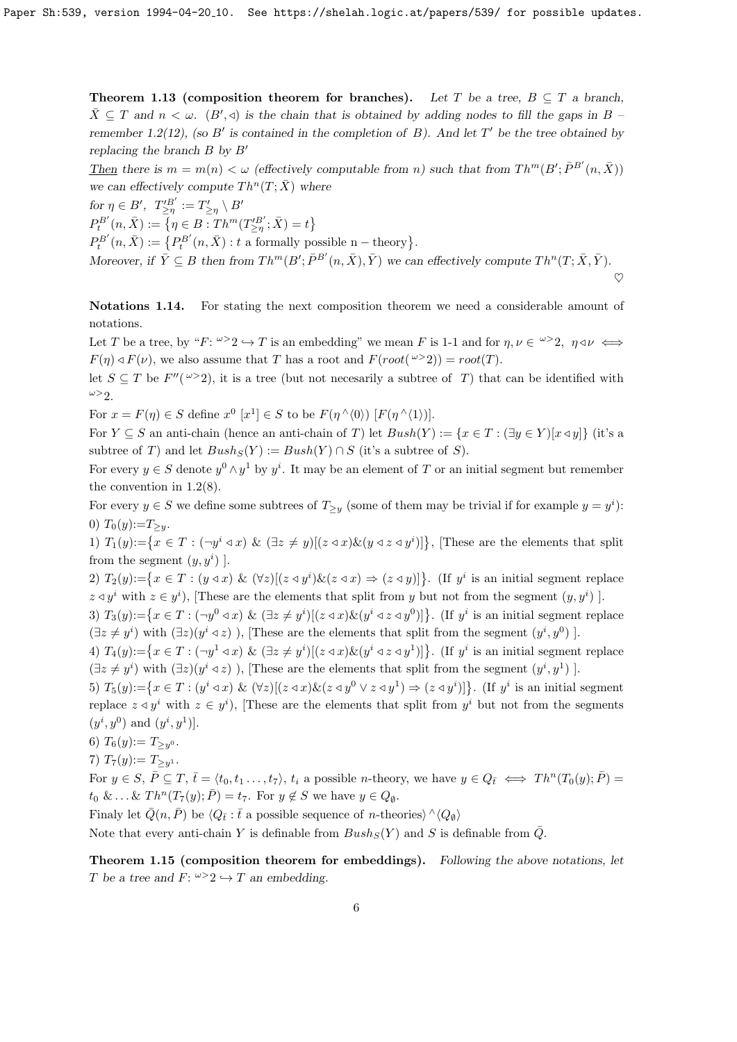**Theorem 1.13 (composition theorem for branches).** *Let $T$ be a tree, $B \subseteq T$ a branch, $\bar{X} \subseteq T$ and $n < \omega$. $(B', \triangleleft)$ is the chain that is obtained by adding nodes to fill the gaps in $B$ – remember 1.2(12), (so $B'$ is contained in the completion of $B$). And let $T'$ be the tree obtained by replacing the branch $B$ by $B'$*

*Then there is $m = m(n) < \omega$ (effectively computable from $n$) such that from $Th^m(B'; \bar{P}^{B'}(n, \bar{X}))$ we can effectively compute $Th^n(T; \bar{X})$ where*

*for $\eta \in B'$, $T'^{B'}_{\geq \eta} := T'_{\geq \eta} \setminus B'$*

*$P^{B'}_t(n, \bar{X}) := \{\eta \in B : Th^m(T'^{B'}_{\geq \eta}; \bar{X}) = t\}$*

*$\bar{P}^{B'}_t(n, \bar{X}) := \{P^{B'}_t(n, \bar{X}) : t \text{ a formally possible n} - \text{theory}\}$.*

*Moreover, if $\bar{Y} \subseteq B$ then from $Th^m(B'; \bar{P}^{B'}(n, \bar{X}), \bar{Y})$ we can effectively compute $Th^n(T; \bar{X}, \bar{Y})$.*

♡

**Notations 1.14.** For stating the next composition theorem we need a considerable amount of notations.

Let $T$ be a tree, by "$F$: ${}^{\omega >}2 \hookrightarrow T$ is an embedding" we mean $F$ is 1-1 and for $\eta, \nu \in {}^{\omega >}2$, $\eta \triangleleft \nu \iff F(\eta) \triangleleft F(\nu)$, we also assume that $T$ has a root and $F(root({}^{\omega >}2)) = root(T)$.

let $S \subseteq T$ be $F''({}^{\omega >}2)$, it is a tree (but not necesarily a subtree of $T$) that can be identified with ${}^{\omega >}2$.

For $x = F(\eta) \in S$ define $x^0$ $[x^1] \in S$ to be $F(\eta{}^\wedge\langle 0\rangle)$ $[F(\eta{}^\wedge\langle 1\rangle)]$.

For $Y \subseteq S$ an anti-chain (hence an anti-chain of $T$) let $Bush(Y) := \{x \in T : (\exists y \in Y)[x \triangleleft y]\}$ (it's a subtree of $T$) and let $Bush_S(Y) := Bush(Y) \cap S$ (it's a subtree of $S$).

For every $y \in S$ denote $y^0 \wedge y^1$ by $y^i$. It may be an element of $T$ or an initial segment but remember the convention in 1.2(8).

For every $y \in S$ we define some subtrees of $T_{\geq y}$ (some of them may be trivial if for example $y = y^i$):

0) $T_0(y) := T_{\geq y}$.

1) $T_1(y) := \{x \in T : (\neg y^i \triangleleft x)$ & $(\exists z \neq y)[(z \triangleleft x)\&(y \triangleleft z \triangleleft y^i)]\}$, [These are the elements that split from the segment $(y, y^i)$ ].

2) $T_2(y) := \{x \in T : (y \triangleleft x)$ & $(\forall z)[(z \triangleleft y^i)\&(z \triangleleft x) \Rightarrow (z \triangleleft y)]\}$. (If $y^i$ is an initial segment replace $z \triangleleft y^i$ with $z \in y^i$), [These are the elements that split from $y$ but not from the segment $(y, y^i)$ ].

3) $T_3(y) := \{x \in T : (\neg y^0 \triangleleft x)$ & $(\exists z \neq y^i)[(z \triangleleft x)\&(y^i \triangleleft z \triangleleft y^0)]\}$. (If $y^i$ is an initial segment replace $(\exists z \neq y^i)$ with $(\exists z)(y^i \triangleleft z)$ ), [These are the elements that split from the segment $(y^i, y^0)$ ].

4) $T_4(y) := \{x \in T : (\neg y^1 \triangleleft x)$ & $(\exists z \neq y^i)[(z \triangleleft x)\&(y^i \triangleleft z \triangleleft y^1)]\}$. (If $y^i$ is an initial segment replace $(\exists z \neq y^i)$ with $(\exists z)(y^i \triangleleft z)$ ), [These are the elements that split from the segment $(y^i, y^1)$ ].

5) $T_5(y) := \{x \in T : (y^i \triangleleft x)$ & $(\forall z)[(z \triangleleft x)\&(z \triangleleft y^0 \vee z \triangleleft y^1) \Rightarrow (z \triangleleft y^i)]\}$. (If $y^i$ is an initial segment replace $z \triangleleft y^i$ with $z \in y^i$), [These are the elements that split from $y^i$ but not from the segments $(y^i, y^0)$ and $(y^i, y^1)$].

6) $T_6(y) := T_{\geq y^0}$.

7) $T_7(y) := T_{\geq y^1}$.

For $y \in S$, $\bar{P} \subseteq T$, $\bar{t} = \langle t_0, t_1 \ldots, t_7\rangle$, $t_i$ a possible $n$-theory, we have $y \in Q_{\bar{t}} \iff Th^n(T_0(y); \bar{P}) = t_0$ & $\ldots$ & $Th^n(T_7(y); \bar{P}) = t_7$. For $y \notin S$ we have $y \in Q_\emptyset$.

Finaly let $\bar{Q}(n, \bar{P})$ be $\langle Q_{\bar{t}} : \bar{t}$ a possible sequence of $n$-theories$\rangle{}^\wedge\langle Q_\emptyset\rangle$

Note that every anti-chain $Y$ is definable from $Bush_S(Y)$ and $S$ is definable from $\bar{Q}$.

**Theorem 1.15 (composition theorem for embeddings).** *Following the above notations, let $T$ be a tree and $F$: ${}^{\omega >}2 \hookrightarrow T$ an embedding.*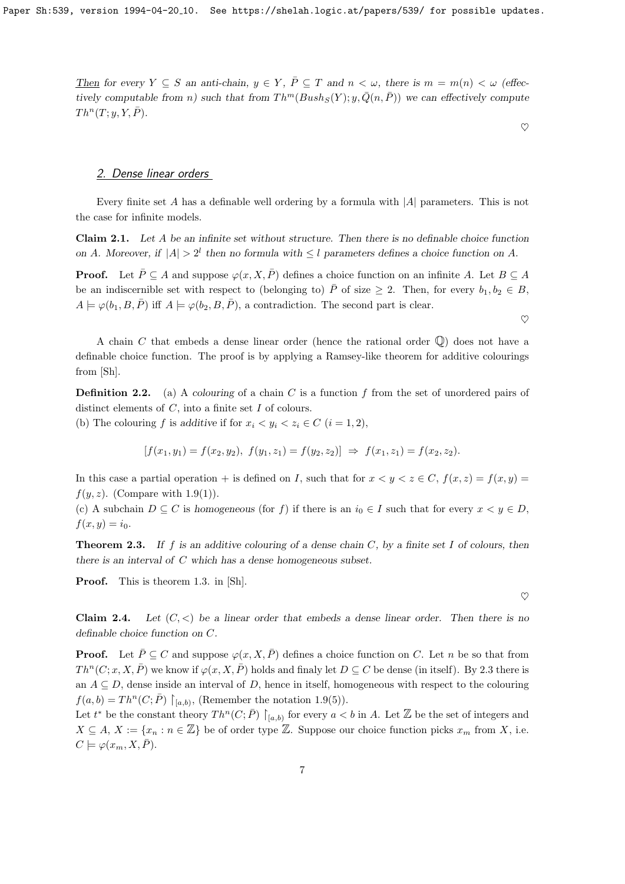*Then* for every $Y \subseteq S$ an anti-chain, $y \in Y$, $\bar{P} \subseteq T$ and $n < \omega$, there is $m = m(n) < \omega$ (effectively computable from $n$) such that from $Th^m(Bush_S(Y); y, \bar{Q}(n, \bar{P}))$ we can effectively compute $Th^n(T; y, Y, \bar{P})$.

♡

## 2. Dense linear orders

Every finite set $A$ has a definable well ordering by a formula with $|A|$ parameters. This is not the case for infinite models.

**Claim 2.1.** *Let $A$ be an infinite set without structure. Then there is no definable choice function on $A$. Moreover, if $|A| > 2^l$ then no formula with $\leq l$ parameters defines a choice function on $A$.*

**Proof.** Let $\bar{P} \subseteq A$ and suppose $\varphi(x, X, \bar{P})$ defines a choice function on an infinite $A$. Let $B \subseteq A$ be an indiscernible set with respect to (belonging to) $\bar{P}$ of size $\geq 2$. Then, for every $b_1, b_2 \in B$, $A \models \varphi(b_1, B, \bar{P})$ iff $A \models \varphi(b_2, B, \bar{P})$, a contradiction. The second part is clear.

♡

A chain $C$ that embeds a dense linear order (hence the rational order $\mathbb{Q}$) does not have a definable choice function. The proof is by applying a Ramsey-like theorem for additive colourings from [Sh].

**Definition 2.2.** (a) A *colouring* of a chain $C$ is a function $f$ from the set of unordered pairs of distinct elements of $C$, into a finite set $I$ of colours.
(b) The colouring $f$ is *additive* if for $x_i < y_i < z_i \in C$ $(i = 1, 2)$,

$$[f(x_1, y_1) = f(x_2, y_2),\ f(y_1, z_1) = f(y_2, z_2)] \Rightarrow f(x_1, z_1) = f(x_2, z_2).$$

In this case a partial operation $+$ is defined on $I$, such that for $x < y < z \in C$, $f(x, z) = f(x, y) = f(y, z)$. (Compare with 1.9(1)).
(c) A subchain $D \subseteq C$ is *homogeneous* (for $f$) if there is an $i_0 \in I$ such that for every $x < y \in D$, $f(x, y) = i_0$.

**Theorem 2.3.** *If $f$ is an additive colouring of a dense chain $C$, by a finite set $I$ of colours, then there is an interval of $C$ which has a dense homogeneous subset.*

**Proof.** This is theorem 1.3. in [Sh].

♡

**Claim 2.4.** *Let $(C, <)$ be a linear order that embeds a dense linear order. Then there is no definable choice function on $C$.*

**Proof.** Let $\bar{P} \subseteq C$ and suppose $\varphi(x, X, \bar{P})$ defines a choice function on $C$. Let $n$ be so that from $Th^n(C; x, X, \bar{P})$ we know if $\varphi(x, X, \bar{P})$ holds and finaly let $D \subseteq C$ be dense (in itself). By 2.3 there is an $A \subseteq D$, dense inside an interval of $D$, hence in itself, homogeneous with respect to the colouring $f(a, b) = Th^n(C; \bar{P}) \restriction_{[a,b)}$, (Remember the notation 1.9(5)).
Let $t^*$ be the constant theory $Th^n(C; \bar{P}) \restriction_{[a,b)}$ for every $a < b$ in $A$. Let $\mathbb{Z}$ be the set of integers and $X \subseteq A$, $X := \{x_n : n \in \mathbb{Z}\}$ be of order type $\mathbb{Z}$. Suppose our choice function picks $x_m$ from $X$, i.e. $C \models \varphi(x_m, X, \bar{P})$.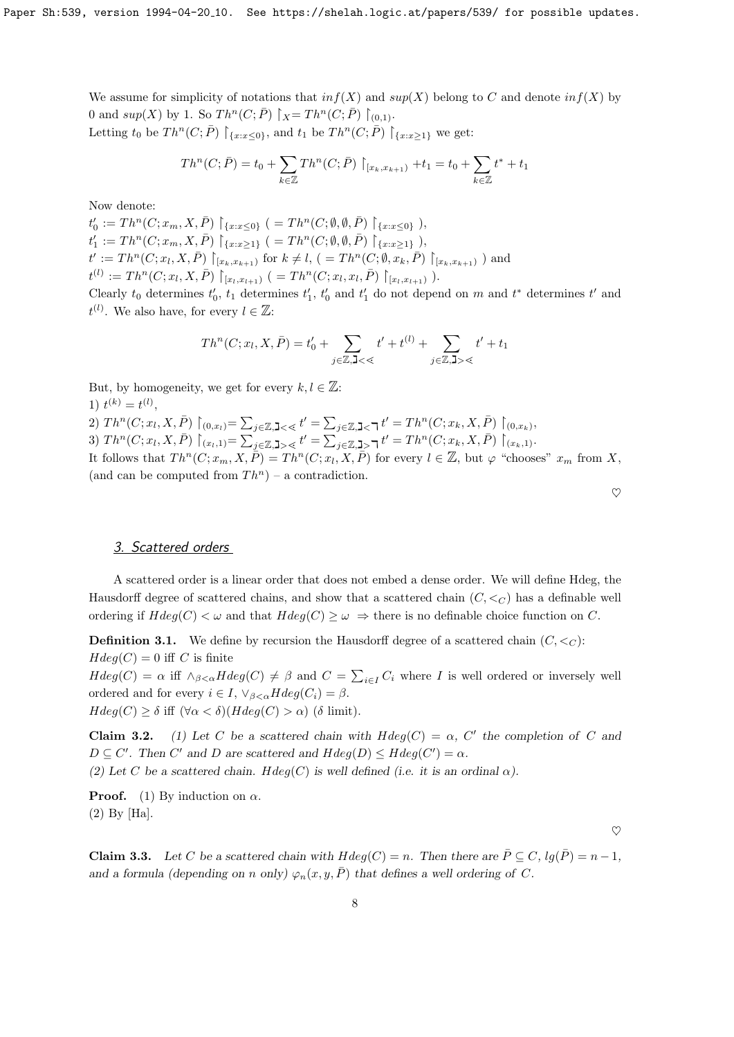We assume for simplicity of notations that $inf(X)$ and $sup(X)$ belong to $C$ and denote $inf(X)$ by 0 and $sup(X)$ by 1. So $Th^n(C;\bar{P})\restriction_X = Th^n(C;\bar{P})\restriction_{(0,1)}$.
Letting $t_0$ be $Th^n(C;\bar{P})\restriction_{\{x:x\leq 0\}}$, and $t_1$ be $Th^n(C;\bar{P})\restriction_{\{x:x\geq 1\}}$ we get:

$$Th^n(C;\bar{P}) = t_0 + \sum_{k\in\mathbb{Z}} Th^n(C;\bar{P})\restriction_{[x_k,x_{k+1})} + t_1 = t_0 + \sum_{k\in\mathbb{Z}} t^* + t_1$$

Now denote:
$t'_0 := Th^n(C;x_m,X,\bar{P})\restriction_{\{x:x\leq 0\}}$ ( $= Th^n(C;\emptyset,\emptyset,\bar{P})\restriction_{\{x:x\leq 0\}}$ ),
$t'_1 := Th^n(C;x_m,X,\bar{P})\restriction_{\{x:x\geq 1\}}$ ( $= Th^n(C;\emptyset,\emptyset,\bar{P})\restriction_{\{x:x\geq 1\}}$ ),
$t' := Th^n(C;x_l,X,\bar{P})\restriction_{[x_k,x_{k+1})}$ for $k\neq l$, ( $= Th^n(C;\emptyset,x_k,\bar{P})\restriction_{[x_k,x_{k+1})}$ ) and
$t^{(l)} := Th^n(C;x_l,X,\bar{P})\restriction_{[x_l,x_{l+1})}$ ( $= Th^n(C;x_l,x_l,\bar{P})\restriction_{[x_l,x_{l+1})}$ ).
Clearly $t_0$ determines $t'_0$, $t_1$ determines $t'_1$, $t'_0$ and $t'_1$ do not depend on $m$ and $t^*$ determines $t'$ and $t^{(l)}$. We also have, for every $l\in\mathbb{Z}$:

$$Th^n(C;x_l,X,\bar{P}) = t'_0 + \sum_{j\in\mathbb{Z},\daleth<\lessdot} t' + t^{(l)} + \sum_{j\in\mathbb{Z},\daleth>\lessdot} t' + t_1$$

But, by homogeneity, we get for every $k,l\in\mathbb{Z}$:
1) $t^{(k)} = t^{(l)}$,
2) $Th^n(C;x_l,X,\bar{P})\restriction_{(0,x_l)} = \sum_{j\in\mathbb{Z},\daleth<\lessdot} t' = \sum_{j\in\mathbb{Z},\daleth<\urcorner} t' = Th^n(C;x_k,X,\bar{P})\restriction_{(0,x_k)}$,
3) $Th^n(C;x_l,X,\bar{P})\restriction_{(x_l,1)} = \sum_{j\in\mathbb{Z},\daleth>\lessdot} t' = \sum_{j\in\mathbb{Z},\daleth>\urcorner} t' = Th^n(C;x_k,X,\bar{P})\restriction_{(x_k,1)}$.
It follows that $Th^n(C;x_m,X,\bar{P}) = Th^n(C;x_l,X,\bar{P})$ for every $l\in\mathbb{Z}$, but $\varphi$ "chooses" $x_m$ from $X$, (and can be computed from $Th^n$) – a contradiction.

♡

## 3. Scattered orders

A scattered order is a linear order that does not embed a dense order. We will define Hdeg, the Hausdorff degree of scattered chains, and show that a scattered chain $(C,<_C)$ has a definable well ordering if $Hdeg(C)<\omega$ and that $Hdeg(C)\geq\omega \Rightarrow$ there is no definable choice function on $C$.

**Definition 3.1.** We define by recursion the Hausdorff degree of a scattered chain $(C,<_C)$:
$Hdeg(C)=0$ iff $C$ is finite
$Hdeg(C)=\alpha$ iff $\wedge_{\beta<\alpha} Hdeg(C)\neq\beta$ and $C=\sum_{i\in I} C_i$ where $I$ is well ordered or inversely well ordered and for every $i\in I$, $\vee_{\beta<\alpha} Hdeg(C_i)=\beta$.
$Hdeg(C)\geq\delta$ iff $(\forall\alpha<\delta)(Hdeg(C)>\alpha)$ ($\delta$ limit).

**Claim 3.2.** *(1) Let $C$ be a scattered chain with $Hdeg(C)=\alpha$, $C'$ the completion of $C$ and $D\subseteq C'$. Then $C'$ and $D$ are scattered and $Hdeg(D)\leq Hdeg(C')=\alpha$.*
*(2) Let $C$ be a scattered chain. $Hdeg(C)$ is well defined (i.e. it is an ordinal $\alpha$).*

**Proof.** (1) By induction on $\alpha$.
(2) By [Ha].

♡

**Claim 3.3.** *Let $C$ be a scattered chain with $Hdeg(C)=n$. Then there are $\bar{P}\subseteq C$, $lg(\bar{P})=n-1$, and a formula (depending on $n$ only) $\varphi_n(x,y,\bar{P})$ that defines a well ordering of $C$.*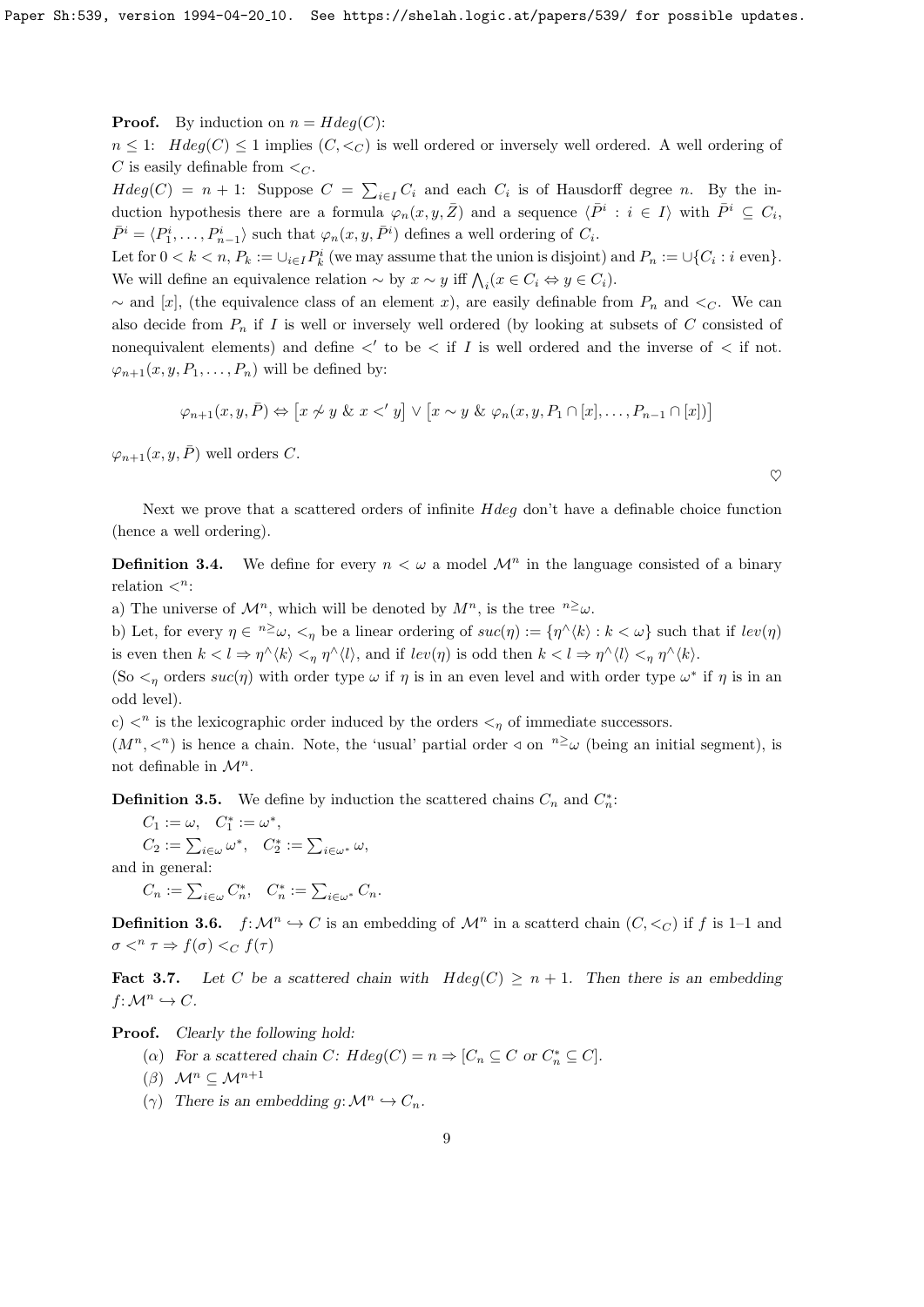**Proof.** By induction on $n = Hdeg(C)$:

$n \le 1$: $Hdeg(C) \le 1$ implies $(C, <_C)$ is well ordered or inversely well ordered. A well ordering of $C$ is easily definable from $<_C$.

$Hdeg(C) = n+1$: Suppose $C = \sum_{i \in I} C_i$ and each $C_i$ is of Hausdorff degree $n$. By the induction hypothesis there are a formula $\varphi_n(x, y, \bar{Z})$ and a sequence $\langle \bar{P}^i : i \in I \rangle$ with $\bar{P}^i \subseteq C_i$, $\bar{P}^i = \langle P_1^i, \ldots, P_{n-1}^i \rangle$ such that $\varphi_n(x, y, \bar{P}^i)$ defines a well ordering of $C_i$.

Let for $0 < k < n$, $P_k := \cup_{i \in I} P_k^i$ (we may assume that the union is disjoint) and $P_n := \cup \{C_i : i \text{ even}\}$. We will define an equivalence relation $\sim$ by $x \sim y$ iff $\bigwedge_i (x \in C_i \Leftrightarrow y \in C_i)$.

$\sim$ and $[x]$, (the equivalence class of an element $x$), are easily definable from $P_n$ and $<_C$. We can also decide from $P_n$ if $I$ is well or inversely well ordered (by looking at subsets of $C$ consisted of nonequivalent elements) and define $<'$ to be $<$ if $I$ is well ordered and the inverse of $<$ if not. $\varphi_{n+1}(x, y, P_1, \ldots, P_n)$ will be defined by:

$$\varphi_{n+1}(x, y, \bar{P}) \Leftrightarrow \big[x \not\sim y \;\&\; x <' y\big] \vee \big[x \sim y \;\&\; \varphi_n(x, y, P_1 \cap [x], \ldots, P_{n-1} \cap [x])\big]$$

$\varphi_{n+1}(x, y, \bar{P})$ well orders $C$.

♡

Next we prove that a scattered orders of infinite $Hdeg$ don't have a definable choice function (hence a well ordering).

**Definition 3.4.** We define for every $n < \omega$ a model $\mathcal{M}^n$ in the language consisted of a binary relation $<^n$:

a) The universe of $\mathcal{M}^n$, which will be denoted by $M^n$, is the tree ${}^{n\ge}\omega$.

b) Let, for every $\eta \in {}^{n\ge}\omega$, $<_\eta$ be a linear ordering of $suc(\eta) := \{\eta^\frown\langle k \rangle : k < \omega\}$ such that if $lev(\eta)$ is even then $k < l \Rightarrow \eta^\frown\langle k \rangle <_\eta \eta^\frown\langle l \rangle$, and if $lev(\eta)$ is odd then $k < l \Rightarrow \eta^\frown\langle l \rangle <_\eta \eta^\frown\langle k \rangle$.

(So $<_\eta$ orders $suc(\eta)$ with order type $\omega$ if $\eta$ is in an even level and with order type $\omega^*$ if $\eta$ is in an odd level).

c) $<^n$ is the lexicographic order induced by the orders $<_\eta$ of immediate successors.

$(M^n, <^n)$ is hence a chain. Note, the 'usual' partial order $\triangleleft$ on ${}^{n\ge}\omega$ (being an initial segment), is not definable in $\mathcal{M}^n$.

**Definition 3.5.** We define by induction the scattered chains $C_n$ and $C_n^*$:

$C_1 := \omega$, $\quad C_1^* := \omega^*$,

$C_2 := \sum_{i \in \omega} \omega^*$, $\quad C_2^* := \sum_{i \in \omega^*} \omega$,

and in general:

$C_n := \sum_{i \in \omega} C_n^*$, $\quad C_n^* := \sum_{i \in \omega^*} C_n$.

**Definition 3.6.** $f \colon \mathcal{M}^n \hookrightarrow C$ is an embedding of $\mathcal{M}^n$ in a scatterd chain $(C, <_C)$ if $f$ is 1–1 and $\sigma <^n \tau \Rightarrow f(\sigma) <_C f(\tau)$

**Fact 3.7.** *Let $C$ be a scattered chain with $Hdeg(C) \ge n+1$. Then there is an embedding $f \colon \mathcal{M}^n \hookrightarrow C$.*

**Proof.** *Clearly the following hold:*

($\alpha$) *For a scattered chain $C$: $Hdeg(C) = n \Rightarrow [C_n \subseteq C$ or $C_n^* \subseteq C]$.*

($\beta$) $\mathcal{M}^n \subseteq \mathcal{M}^{n+1}$

($\gamma$) *There is an embedding $g \colon \mathcal{M}^n \hookrightarrow C_n$.*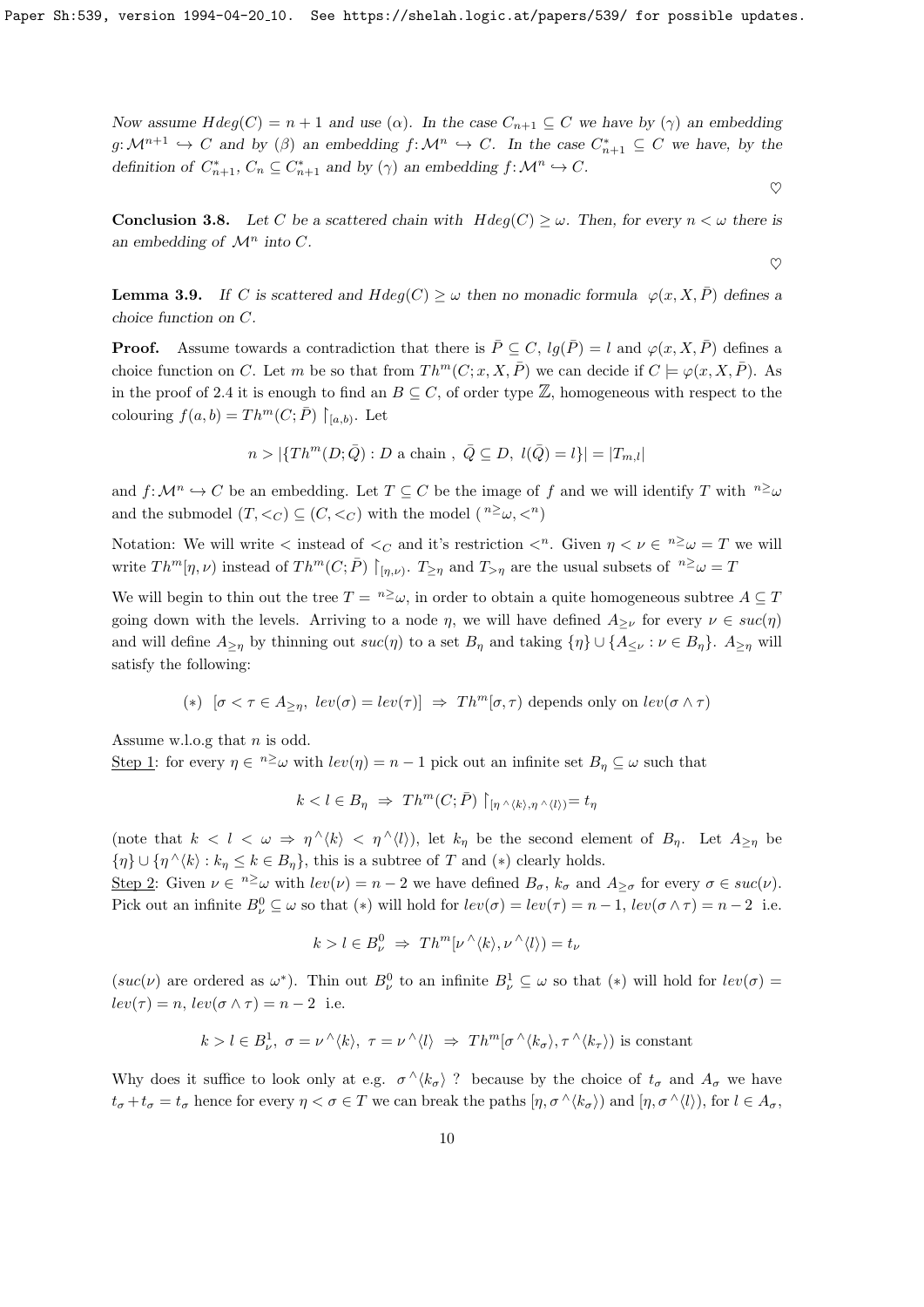*Now assume $Hdeg(C) = n+1$ and use $(\alpha)$. In the case $C_{n+1} \subseteq C$ we have by $(\gamma)$ an embedding $g: \mathcal{M}^{n+1} \hookrightarrow C$ and by $(\beta)$ an embedding $f: \mathcal{M}^n \hookrightarrow C$. In the case $C^*_{n+1} \subseteq C$ we have, by the definition of $C^*_{n+1}$, $C_n \subseteq C^*_{n+1}$ and by $(\gamma)$ an embedding $f: \mathcal{M}^n \hookrightarrow C$.*

$\heartsuit$

**Conclusion 3.8.** *Let $C$ be a scattered chain with $Hdeg(C) \geq \omega$. Then, for every $n < \omega$ there is an embedding of $\mathcal{M}^n$ into $C$.*

$\heartsuit$

**Lemma 3.9.** *If $C$ is scattered and $Hdeg(C) \geq \omega$ then no monadic formula $\varphi(x, X, \bar{P})$ defines a choice function on $C$.*

**Proof.** Assume towards a contradiction that there is $\bar{P} \subseteq C$, $lg(\bar{P}) = l$ and $\varphi(x, X, \bar{P})$ defines a choice function on $C$. Let $m$ be so that from $Th^m(C; x, X, \bar{P})$ we can decide if $C \models \varphi(x, X, \bar{P})$. As in the proof of 2.4 it is enough to find an $B \subseteq C$, of order type $\mathbb{Z}$, homogeneous with respect to the colouring $f(a,b) = Th^m(C; \bar{P}) \restriction_{[a,b)}$. Let

$$n > |\{Th^m(D; \bar{Q}) : D \text{ a chain },\ \bar{Q} \subseteq D,\ l(\bar{Q}) = l\}| = |T_{m,l}|$$

and $f: \mathcal{M}^n \hookrightarrow C$ be an embedding. Let $T \subseteq C$ be the image of $f$ and we will identify $T$ with ${}^{n\geq}\omega$ and the submodel $(T, <_C) \subseteq (C, <_C)$ with the model $({}^{n\geq}\omega, <^n)$

Notation: We will write $<$ instead of $<_C$ and it's restriction $<^n$. Given $\eta < \nu \in {}^{n\geq}\omega = T$ we will write $Th^m[\eta, \nu)$ instead of $Th^m(C; \bar{P}) \restriction_{[\eta,\nu)}$. $T_{\geq\eta}$ and $T_{>\eta}$ are the usual subsets of ${}^{n\geq}\omega = T$

We will begin to thin out the tree $T = {}^{n\geq}\omega$, in order to obtain a quite homogeneous subtree $A \subseteq T$ going down with the levels. Arriving to a node $\eta$, we will have defined $A_{\geq\nu}$ for every $\nu \in suc(\eta)$ and will define $A_{\geq\eta}$ by thinning out $suc(\eta)$ to a set $B_\eta$ and taking $\{\eta\} \cup \{A_{\leq\nu} : \nu \in B_\eta\}$. $A_{\geq\eta}$ will satisfy the following:

$$(*)\ \ [\sigma < \tau \in A_{\geq\eta},\ lev(\sigma) = lev(\tau)] \ \Rightarrow\ Th^m[\sigma, \tau) \text{ depends only on } lev(\sigma \wedge \tau)$$

Assume w.l.o.g that $n$ is odd.

Step 1: for every $\eta \in {}^{n\geq}\omega$ with $lev(\eta) = n-1$ pick out an infinite set $B_\eta \subseteq \omega$ such that

$$k < l \in B_\eta \ \Rightarrow\ Th^m(C; \bar{P}) \restriction_{[\eta^\wedge\langle k\rangle, \eta^\wedge\langle l\rangle)} = t_\eta$$

(note that $k < l < \omega \Rightarrow \eta^\wedge\langle k\rangle < \eta^\wedge\langle l\rangle$), let $k_\eta$ be the second element of $B_\eta$. Let $A_{\geq\eta}$ be $\{\eta\} \cup \{\eta^\wedge\langle k\rangle : k_\eta \leq k \in B_\eta\}$, this is a subtree of $T$ and $(*)$ clearly holds.

Step 2: Given $\nu \in {}^{n\geq}\omega$ with $lev(\nu) = n-2$ we have defined $B_\sigma$, $k_\sigma$ and $A_{\geq\sigma}$ for every $\sigma \in suc(\nu)$. Pick out an infinite $B^0_\nu \subseteq \omega$ so that $(*)$ will hold for $lev(\sigma) = lev(\tau) = n-1$, $lev(\sigma \wedge \tau) = n-2$ i.e.

$$k > l \in B^0_\nu \ \Rightarrow\ Th^m[\nu^\wedge\langle k\rangle, \nu^\wedge\langle l\rangle) = t_\nu$$

($suc(\nu)$ are ordered as $\omega^*$). Thin out $B^0_\nu$ to an infinite $B^1_\nu \subseteq \omega$ so that $(*)$ will hold for $lev(\sigma) = lev(\tau) = n$, $lev(\sigma \wedge \tau) = n-2$ i.e.

$$k > l \in B^1_\nu,\ \sigma = \nu^\wedge\langle k\rangle,\ \tau = \nu^\wedge\langle l\rangle \ \Rightarrow\ Th^m[\sigma^\wedge\langle k_\sigma\rangle, \tau^\wedge\langle k_\tau\rangle) \text{ is constant}$$

Why does it suffice to look only at e.g. $\sigma^\wedge\langle k_\sigma\rangle$ ? because by the choice of $t_\sigma$ and $A_\sigma$ we have $t_\sigma + t_\sigma = t_\sigma$ hence for every $\eta < \sigma \in T$ we can break the paths $[\eta, \sigma^\wedge\langle k_\sigma\rangle)$ and $[\eta, \sigma^\wedge\langle l\rangle)$, for $l \in A_\sigma$,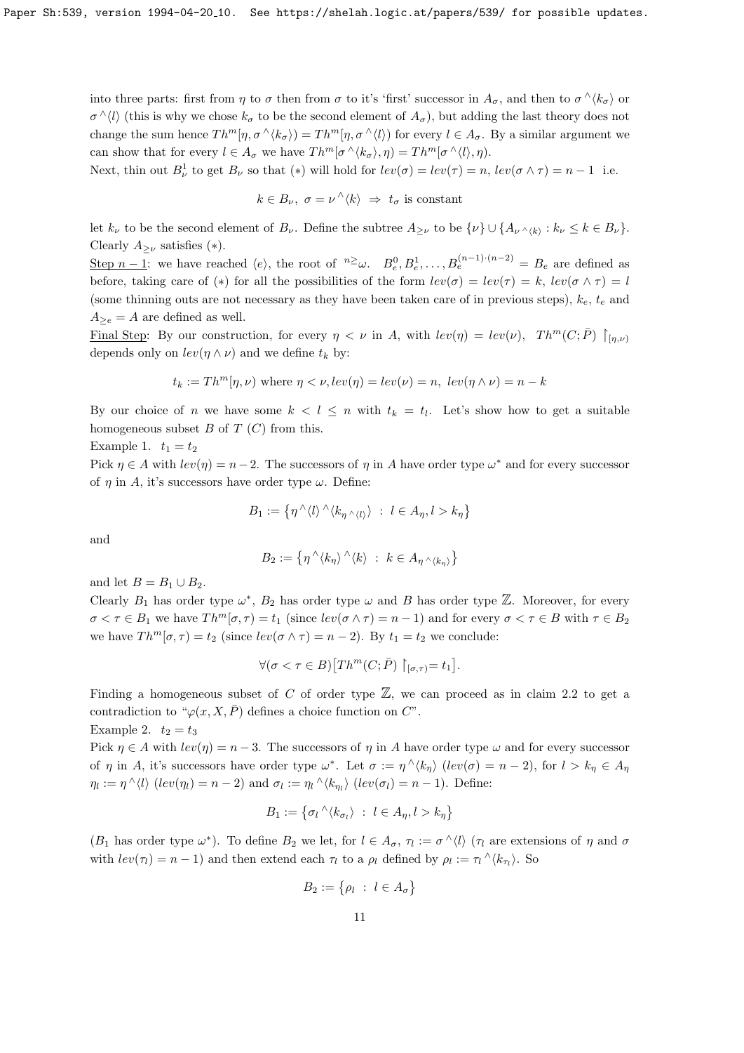into three parts: first from $\eta$ to $\sigma$ then from $\sigma$ to it's 'first' successor in $A_\sigma$, and then to $\sigma^\wedge\langle k_\sigma\rangle$ or $\sigma^\wedge\langle l\rangle$ (this is why we chose $k_\sigma$ to be the second element of $A_\sigma$), but adding the last theory does not change the sum hence $Th^m[\eta, \sigma^\wedge\langle k_\sigma\rangle) = Th^m[\eta, \sigma^\wedge\langle l\rangle)$ for every $l \in A_\sigma$. By a similar argument we can show that for every $l \in A_\sigma$ we have $Th^m[\sigma^\wedge\langle k_\sigma\rangle, \eta) = Th^m[\sigma^\wedge\langle l\rangle, \eta)$.

Next, thin out $B^1_\nu$ to get $B_\nu$ so that $(*)$ will hold for $lev(\sigma) = lev(\tau) = n$, $lev(\sigma \wedge \tau) = n-1$ i.e.

$$k \in B_\nu,\ \sigma = \nu^\wedge\langle k\rangle\ \Rightarrow\ t_\sigma \text{ is constant}$$

let $k_\nu$ to be the second element of $B_\nu$. Define the subtree $A_{\geq \nu}$ to be $\{\nu\} \cup \{A_{\nu^\wedge\langle k\rangle} : k_\nu \leq k \in B_\nu\}$. Clearly $A_{\geq\nu}$ satisfies $(*)$.

<u>Step $n-1$</u>: we have reached $\langle e\rangle$, the root of ${}^{n\geq}\omega$. $B^0_e, B^1_e, \ldots, B_e^{(n-1)\cdot(n-2)} = B_e$ are defined as before, taking care of $(*)$ for all the possibilities of the form $lev(\sigma) = lev(\tau) = k$, $lev(\sigma \wedge \tau) = l$ (some thinning outs are not necessary as they have been taken care of in previous steps), $k_e$, $t_e$ and $A_{\geq e} = A$ are defined as well.

<u>Final Step</u>: By our construction, for every $\eta < \nu$ in $A$, with $lev(\eta) = lev(\nu)$, $Th^m(C; \bar{P}) \restriction_{[\eta,\nu)}$ depends only on $lev(\eta \wedge \nu)$ and we define $t_k$ by:

$$t_k := Th^m[\eta, \nu) \text{ where } \eta < \nu, lev(\eta) = lev(\nu) = n,\ lev(\eta \wedge \nu) = n-k$$

By our choice of $n$ we have some $k < l \leq n$ with $t_k = t_l$. Let's show how to get a suitable homogeneous subset $B$ of $T$ $(C)$ from this.

Example 1. $t_1 = t_2$

Pick $\eta \in A$ with $lev(\eta) = n-2$. The successors of $\eta$ in $A$ have order type $\omega^*$ and for every successor of $\eta$ in $A$, it's successors have order type $\omega$. Define:

$$B_1 := \left\{\eta^\wedge\langle l\rangle^\wedge\langle k_{\eta^\wedge\langle l\rangle}\rangle\ :\ l \in A_\eta, l > k_\eta\right\}$$

and

$$B_2 := \left\{\eta^\wedge\langle k_\eta\rangle^\wedge\langle k\rangle\ :\ k \in A_{\eta^\wedge\langle k_\eta\rangle}\right\}$$

and let $B = B_1 \cup B_2$.

Clearly $B_1$ has order type $\omega^*$, $B_2$ has order type $\omega$ and $B$ has order type $\mathbb{Z}$. Moreover, for every $\sigma < \tau \in B_1$ we have $Th^m[\sigma, \tau) = t_1$ (since $lev(\sigma \wedge \tau) = n-1$) and for every $\sigma < \tau \in B$ with $\tau \in B_2$ we have $Th^m[\sigma, \tau) = t_2$ (since $lev(\sigma \wedge \tau) = n-2$). By $t_1 = t_2$ we conclude:

$$\forall(\sigma < \tau \in B)\big[Th^m(C; \bar{P}) \restriction_{[\sigma,\tau)} = t_1\big].$$

Finding a homogeneous subset of $C$ of order type $\mathbb{Z}$, we can proceed as in claim 2.2 to get a contradiction to "$\varphi(x, X, \bar{P})$ defines a choice function on $C$".

Example 2. $t_2 = t_3$

Pick $\eta \in A$ with $lev(\eta) = n-3$. The successors of $\eta$ in $A$ have order type $\omega$ and for every successor of $\eta$ in $A$, it's successors have order type $\omega^*$. Let $\sigma := \eta^\wedge\langle k_\eta\rangle$ $(lev(\sigma) = n-2)$, for $l > k_\eta \in A_\eta$ $\eta_l := \eta^\wedge\langle l\rangle$ $(lev(\eta_l) = n-2)$ and $\sigma_l := \eta_l{}^\wedge\langle k_{\eta_l}\rangle$ $(lev(\sigma_l) = n-1)$. Define:

$$B_1 := \left\{\sigma_l{}^\wedge\langle k_{\sigma_l}\rangle\ :\ l \in A_\eta, l > k_\eta\right\}$$

($B_1$ has order type $\omega^*$). To define $B_2$ we let, for $l \in A_\sigma$, $\tau_l := \sigma^\wedge\langle l\rangle$ ($\tau_l$ are extensions of $\eta$ and $\sigma$ with $lev(\tau_l) = n-1$) and then extend each $\tau_l$ to a $\rho_l$ defined by $\rho_l := \tau_l{}^\wedge\langle k_{\tau_l}\rangle$. So

$$B_2 := \left\{\rho_l\ :\ l \in A_\sigma\right\}$$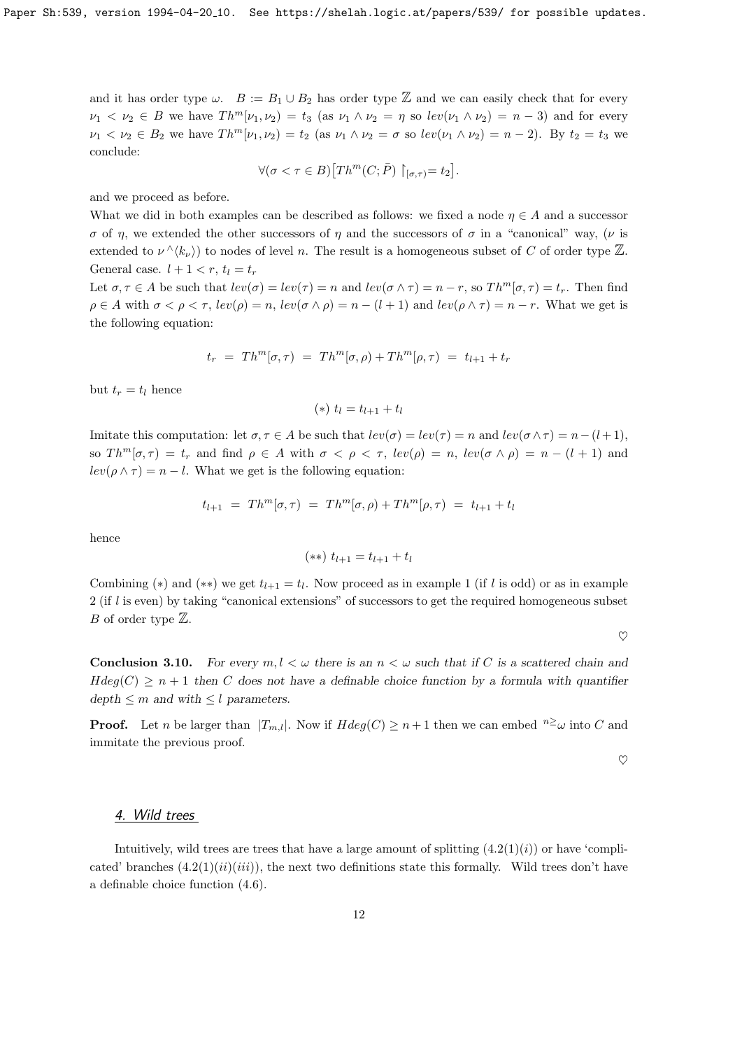and it has order type $\omega$. $B := B_1 \cup B_2$ has order type $\mathbb{Z}$ and we can easily check that for every $\nu_1 < \nu_2 \in B$ we have $Th^m[\nu_1, \nu_2) = t_3$ (as $\nu_1 \wedge \nu_2 = \eta$ so $lev(\nu_1 \wedge \nu_2) = n - 3$) and for every $\nu_1 < \nu_2 \in B_2$ we have $Th^m[\nu_1, \nu_2) = t_2$ (as $\nu_1 \wedge \nu_2 = \sigma$ so $lev(\nu_1 \wedge \nu_2) = n - 2$). By $t_2 = t_3$ we conclude:

$$\forall(\sigma < \tau \in B)\big[Th^m(C; \bar{P}) \restriction_{[\sigma,\tau)} = t_2\big].$$

and we proceed as before.

What we did in both examples can be described as follows: we fixed a node $\eta \in A$ and a successor $\sigma$ of $\eta$, we extended the other successors of $\eta$ and the successors of $\sigma$ in a "canonical" way, ($\nu$ is extended to $\nu^\wedge\langle k_\nu\rangle$) to nodes of level $n$. The result is a homogeneous subset of $C$ of order type $\mathbb{Z}$.

General case. $l + 1 < r$, $t_l = t_r$

Let $\sigma, \tau \in A$ be such that $lev(\sigma) = lev(\tau) = n$ and $lev(\sigma \wedge \tau) = n - r$, so $Th^m[\sigma, \tau) = t_r$. Then find $\rho \in A$ with $\sigma < \rho < \tau$, $lev(\rho) = n$, $lev(\sigma \wedge \rho) = n - (l + 1)$ and $lev(\rho \wedge \tau) = n - r$. What we get is the following equation:

$$t_r \ = \ Th^m[\sigma, \tau) \ = \ Th^m[\sigma, \rho) + Th^m[\rho, \tau) \ = \ t_{l+1} + t_r$$

but $t_r = t_l$ hence

$$(*)\ t_l = t_{l+1} + t_l$$

Imitate this computation: let $\sigma, \tau \in A$ be such that $lev(\sigma) = lev(\tau) = n$ and $lev(\sigma \wedge \tau) = n - (l + 1)$, so $Th^m[\sigma, \tau) = t_r$ and find $\rho \in A$ with $\sigma < \rho < \tau$, $lev(\rho) = n$, $lev(\sigma \wedge \rho) = n - (l + 1)$ and $lev(\rho \wedge \tau) = n - l$. What we get is the following equation:

$$t_{l+1} \ = \ Th^m[\sigma, \tau) \ = \ Th^m[\sigma, \rho) + Th^m[\rho, \tau) \ = \ t_{l+1} + t_l$$

hence

$$(**)\ t_{l+1} = t_{l+1} + t_l$$

Combining $(*)$ and $(**)$ we get $t_{l+1} = t_l$. Now proceed as in example 1 (if $l$ is odd) or as in example 2 (if $l$ is even) by taking "canonical extensions" of successors to get the required homogeneous subset $B$ of order type $\mathbb{Z}$.

♡

**Conclusion 3.10.** *For every $m, l < \omega$ there is an $n < \omega$ such that if $C$ is a scattered chain and $Hdeg(C) \geq n + 1$ then $C$ does not have a definable choice function by a formula with quantifier depth $\leq m$ and with $\leq l$ parameters.*

**Proof.** Let $n$ be larger than $|T_{m,l}|$. Now if $Hdeg(C) \geq n + 1$ then we can embed ${}^{n\geq}\omega$ into $C$ and immitate the previous proof.

♡

## 4. Wild trees

Intuitively, wild trees are trees that have a large amount of splitting $(4.2(1)(i))$ or have 'complicated' branches $(4.2(1)(ii)(iii))$, the next two definitions state this formally. Wild trees don't have a definable choice function $(4.6)$.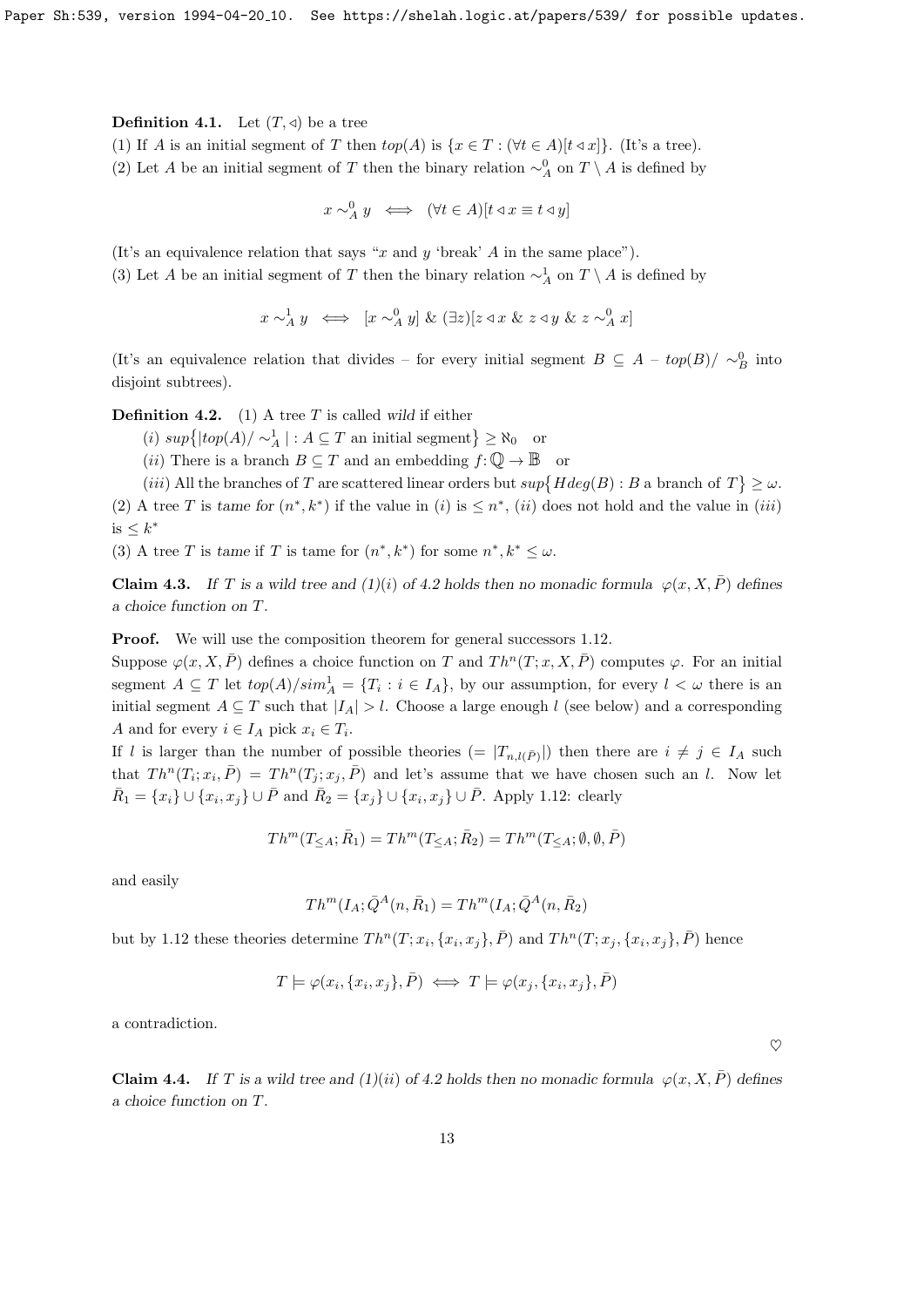**Definition 4.1.** Let $(T, \triangleleft)$ be a tree

(1) If $A$ is an initial segment of $T$ then $top(A)$ is $\{x \in T : (\forall t \in A)[t \triangleleft x]\}$. (It's a tree).

(2) Let $A$ be an initial segment of $T$ then the binary relation $\sim^0_A$ on $T \setminus A$ is defined by

$$x \sim^0_A y \iff (\forall t \in A)[t \triangleleft x \equiv t \triangleleft y]$$

(It's an equivalence relation that says "$x$ and $y$ 'break' $A$ in the same place").

(3) Let $A$ be an initial segment of $T$ then the binary relation $\sim^1_A$ on $T \setminus A$ is defined by

$$x \sim^1_A y \iff [x \sim^0_A y] \ \& \ (\exists z)[z \triangleleft x \ \& \ z \triangleleft y \ \& \ z \sim^0_A x]$$

(It's an equivalence relation that divides – for every initial segment $B \subseteq A$ – $top(B)/\sim^0_B$ into disjoint subtrees).

**Definition 4.2.** (1) A tree $T$ is called *wild* if either

($i$) $sup\{|top(A)/\sim^1_A| : A \subseteq T \text{ an initial segment}\} \geq \aleph_0$ or

($ii$) There is a branch $B \subseteq T$ and an embedding $f : \mathbb{Q} \to \mathbb{B}$ or

($iii$) All the branches of $T$ are scattered linear orders but $sup\{Hdeg(B) : B \text{ a branch of } T\} \geq \omega$.

(2) A tree $T$ is *tame for* $(n^*, k^*)$ if the value in ($i$) is $\leq n^*$, ($ii$) does not hold and the value in ($iii$) is $\leq k^*$

(3) A tree $T$ is *tame* if $T$ is tame for $(n^*, k^*)$ for some $n^*, k^* \leq \omega$.

**Claim 4.3.** *If $T$ is a wild tree and (1)($i$) of 4.2 holds then no monadic formula $\varphi(x, X, \bar{P})$ defines a choice function on $T$.*

**Proof.** We will use the composition theorem for general successors 1.12.
Suppose $\varphi(x, X, \bar{P})$ defines a choice function on $T$ and $Th^n(T; x, X, \bar{P})$ computes $\varphi$. For an initial segment $A \subseteq T$ let $top(A)/sim^1_A = \{T_i : i \in I_A\}$, by our assumption, for every $l < \omega$ there is an initial segment $A \subseteq T$ such that $|I_A| > l$. Choose a large enough $l$ (see below) and a corresponding $A$ and for every $i \in I_A$ pick $x_i \in T_i$.
If $l$ is larger than the number of possible theories ($= |T_{n,l(\bar{P})}|$) then there are $i \neq j \in I_A$ such that $Th^n(T_i; x_i, \bar{P}) = Th^n(T_j; x_j, \bar{P})$ and let's assume that we have chosen such an $l$. Now let $\bar{R}_1 = \{x_i\} \cup \{x_i, x_j\} \cup \bar{P}$ and $\bar{R}_2 = \{x_j\} \cup \{x_i, x_j\} \cup \bar{P}$. Apply 1.12: clearly

$$Th^m(T_{\leq A}; \bar{R}_1) = Th^m(T_{\leq A}; \bar{R}_2) = Th^m(T_{\leq A}; \emptyset, \emptyset, \bar{P})$$

and easily

$$Th^m(I_A; \bar{Q}^A(n, \bar{R}_1) = Th^m(I_A; \bar{Q}^A(n, \bar{R}_2)$$

but by 1.12 these theories determine $Th^n(T; x_i, \{x_i, x_j\}, \bar{P})$ and $Th^n(T; x_j, \{x_i, x_j\}, \bar{P})$ hence

$$T \models \varphi(x_i, \{x_i, x_j\}, \bar{P}) \iff T \models \varphi(x_j, \{x_i, x_j\}, \bar{P})$$

a contradiction.

$\heartsuit$

**Claim 4.4.** *If $T$ is a wild tree and (1)($ii$) of 4.2 holds then no monadic formula $\varphi(x, X, \bar{P})$ defines a choice function on $T$.*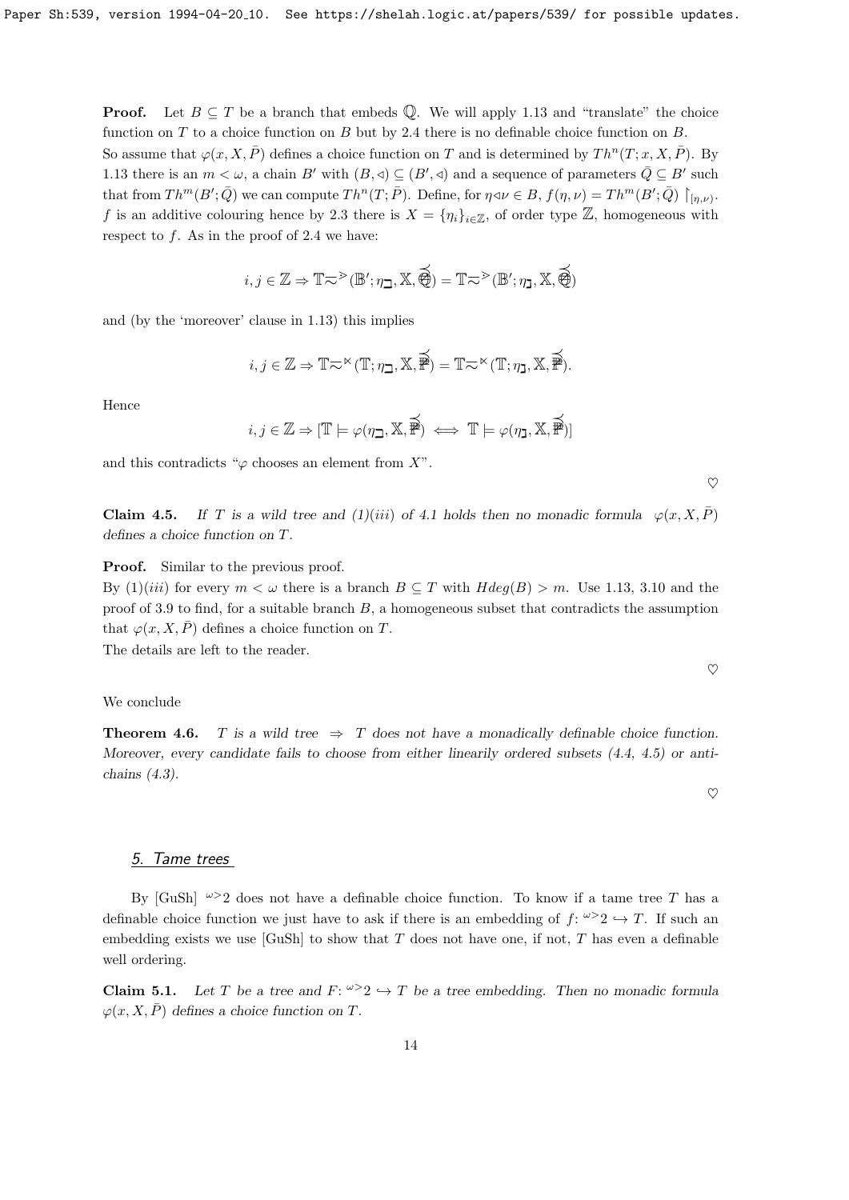**Proof.** Let $B \subseteq T$ be a branch that embeds $\mathbb{Q}$. We will apply 1.13 and "translate" the choice function on $T$ to a choice function on $B$ but by 2.4 there is no definable choice function on $B$.
So assume that $\varphi(x, X, \bar{P})$ defines a choice function on $T$ and is determined by $Th^n(T; x, X, \bar{P})$. By 1.13 there is an $m < \omega$, a chain $B'$ with $(B, \lhd) \subseteq (B', \lhd)$ and a sequence of parameters $\bar{Q} \subseteq B'$ such that from $Th^m(B'; \bar{Q})$ we can compute $Th^n(T; \bar{P})$. Define, for $\eta \lhd \nu \in B$, $f(\eta, \nu) = Th^m(B'; \bar{Q}) \restriction_{[\eta,\nu)}$. $f$ is an additive colouring hence by 2.3 there is $X = \{\eta_i\}_{i \in \mathbb{Z}}$, of order type $\mathbb{Z}$, homogeneous with respect to $f$. As in the proof of 2.4 we have:

$$i, j \in \mathbb{Z} \Rightarrow Th^m(B'; \eta_i, X, \bar{Q}) = Th^m(B'; \eta_j, X, \bar{Q})$$

and (by the 'moreover' clause in 1.13) this implies

$$i, j \in \mathbb{Z} \Rightarrow Th^n(T; \eta_i, X, \bar{P}) = Th^n(T; \eta_j, X, \bar{P}).$$

Hence

$$i, j \in \mathbb{Z} \Rightarrow [T \models \varphi(\eta_i, X, \bar{P}) \iff T \models \varphi(\eta_j, X, \bar{P})]$$

and this contradicts "$\varphi$ chooses an element from $X$".

♡

**Claim 4.5.** *If $T$ is a wild tree and (1)(iii) of 4.1 holds then no monadic formula $\varphi(x, X, \bar{P})$ defines a choice function on $T$.*

**Proof.** Similar to the previous proof.
By (1)(iii) for every $m < \omega$ there is a branch $B \subseteq T$ with $Hdeg(B) > m$. Use 1.13, 3.10 and the proof of 3.9 to find, for a suitable branch $B$, a homogeneous subset that contradicts the assumption that $\varphi(x, X, \bar{P})$ defines a choice function on $T$.
The details are left to the reader.

♡

We conclude

**Theorem 4.6.** *$T$ is a wild tree $\Rightarrow$ $T$ does not have a monadically definable choice function. Moreover, every candidate fails to choose from either linearily ordered subsets (4.4, 4.5) or anti-chains (4.3).*

♡

## 5. Tame trees

By [GuSh] ${}^{\omega>}2$ does not have a definable choice function. To know if a tame tree $T$ has a definable choice function we just have to ask if there is an embedding of $f\colon {}^{\omega>}2 \hookrightarrow T$. If such an embedding exists we use [GuSh] to show that $T$ does not have one, if not, $T$ has even a definable well ordering.

**Claim 5.1.** *Let $T$ be a tree and $F\colon {}^{\omega>}2 \hookrightarrow T$ be a tree embedding. Then no monadic formula $\varphi(x, X, \bar{P})$ defines a choice function on $T$.*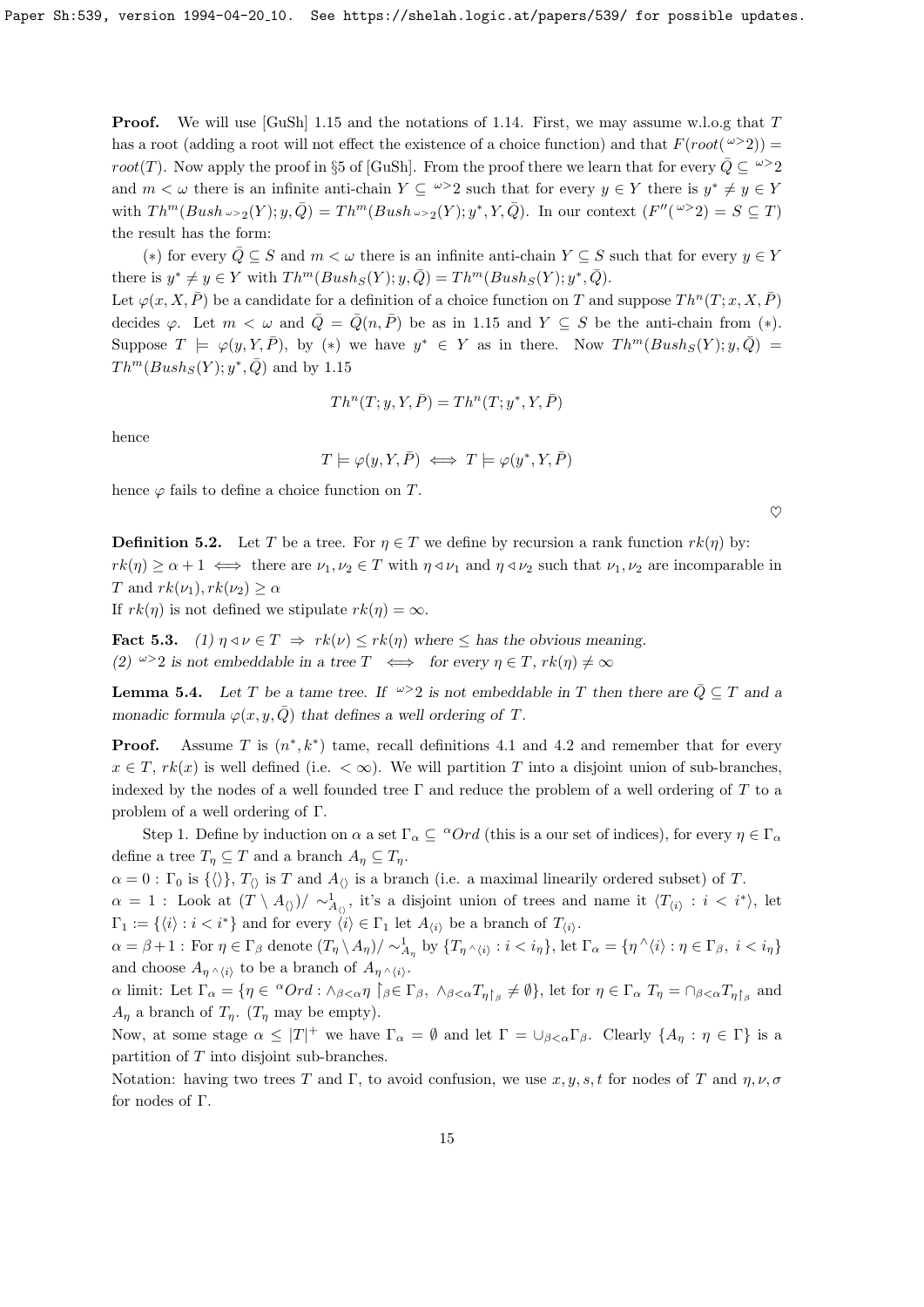**Proof.** We will use [GuSh] 1.15 and the notations of 1.14. First, we may assume w.l.o.g that $T$ has a root (adding a root will not effect the existence of a choice function) and that $F(root({}^{\omega>}2)) = root(T)$. Now apply the proof in §5 of [GuSh]. From the proof there we learn that for every $\bar{Q} \subseteq {}^{\omega>}2$ and $m < \omega$ there is an infinite anti-chain $Y \subseteq {}^{\omega>}2$ such that for every $y \in Y$ there is $y^* \neq y \in Y$ with $Th^m(Bush_{{}^{\omega>}2}(Y); y, \bar{Q}) = Th^m(Bush_{{}^{\omega>}2}(Y); y^*, Y, \bar{Q})$. In our context ($F''({}^{\omega>}2) = S \subseteq T$) the result has the form:

($*$) for every $\bar{Q} \subseteq S$ and $m < \omega$ there is an infinite anti-chain $Y \subseteq S$ such that for every $y \in Y$ there is $y^* \neq y \in Y$ with $Th^m(Bush_S(Y); y, \bar{Q}) = Th^m(Bush_S(Y); y^*, \bar{Q})$.

Let $\varphi(x, X, \bar{P})$ be a candidate for a definition of a choice function on $T$ and suppose $Th^n(T; x, X, \bar{P})$ decides $\varphi$. Let $m < \omega$ and $\bar{Q} = \bar{Q}(n, \bar{P})$ be as in 1.15 and $Y \subseteq S$ be the anti-chain from ($*$). Suppose $T \models \varphi(y, Y, \bar{P})$, by ($*$) we have $y^* \in Y$ as in there. Now $Th^m(Bush_S(Y); y, \bar{Q}) = Th^m(Bush_S(Y); y^*, \bar{Q})$ and by 1.15

$$Th^n(T; y, Y, \bar{P}) = Th^n(T; y^*, Y, \bar{P})$$

hence

$$T \models \varphi(y, Y, \bar{P}) \iff T \models \varphi(y^*, Y, \bar{P})$$

hence $\varphi$ fails to define a choice function on $T$.

♡

**Definition 5.2.** Let $T$ be a tree. For $\eta \in T$ we define by recursion a rank function $rk(\eta)$ by: $rk(\eta) \geq \alpha + 1 \iff$ there are $\nu_1, \nu_2 \in T$ with $\eta \lhd \nu_1$ and $\eta \lhd \nu_2$ such that $\nu_1, \nu_2$ are incomparable in $T$ and $rk(\nu_1), rk(\nu_2) \geq \alpha$

If $rk(\eta)$ is not defined we stipulate $rk(\eta) = \infty$.

**Fact 5.3.** *(1) $\eta \lhd \nu \in T \Rightarrow rk(\nu) \leq rk(\eta)$ where $\leq$ has the obvious meaning.*
*(2) ${}^{\omega>}2$ is not embeddable in a tree $T \iff$ for every $\eta \in T$, $rk(\eta) \neq \infty$*

**Lemma 5.4.** *Let $T$ be a tame tree. If ${}^{\omega>}2$ is not embeddable in $T$ then there are $\bar{Q} \subseteq T$ and a monadic formula $\varphi(x, y, \bar{Q})$ that defines a well ordering of $T$.*

**Proof.** Assume $T$ is $(n^*, k^*)$ tame, recall definitions 4.1 and 4.2 and remember that for every $x \in T$, $rk(x)$ is well defined (i.e. $< \infty$). We will partition $T$ into a disjoint union of sub-branches, indexed by the nodes of a well founded tree $\Gamma$ and reduce the problem of a well ordering of $T$ to a problem of a well ordering of $\Gamma$.

Step 1. Define by induction on $\alpha$ a set $\Gamma_\alpha \subseteq {}^{\alpha}Ord$ (this is a our set of indices), for every $\eta \in \Gamma_\alpha$ define a tree $T_\eta \subseteq T$ and a branch $A_\eta \subseteq T_\eta$.

$\alpha = 0$ : $\Gamma_0$ is $\{\langle\rangle\}$, $T_{\langle\rangle}$ is $T$ and $A_{\langle\rangle}$ is a branch (i.e. a maximal linearily ordered subset) of $T$.

$\alpha = 1$ : Look at $(T \setminus A_{\langle\rangle})/\sim^1_{A_{\langle\rangle}}$, it's a disjoint union of trees and name it $\langle T_{\langle i\rangle} : i < i^*\rangle$, let $\Gamma_1 := \{\langle i\rangle : i < i^*\}$ and for every $\langle i\rangle \in \Gamma_1$ let $A_{\langle i\rangle}$ be a branch of $T_{\langle i\rangle}$.

$\alpha = \beta + 1$ : For $\eta \in \Gamma_\beta$ denote $(T_\eta \setminus A_\eta)/\sim^1_{A_\eta}$ by $\{T_{\eta^\wedge\langle i\rangle} : i < i_\eta\}$, let $\Gamma_\alpha = \{\eta^\wedge\langle i\rangle : \eta \in \Gamma_\beta,\ i < i_\eta\}$ and choose $A_{\eta^\wedge\langle i\rangle}$ to be a branch of $A_{\eta^\wedge\langle i\rangle}$.

$\alpha$ limit: Let $\Gamma_\alpha = \{\eta \in {}^{\alpha}Ord : \wedge_{\beta<\alpha}\eta\restriction_\beta \in \Gamma_\beta,\ \wedge_{\beta<\alpha}T_{\eta\restriction_\beta} \neq \emptyset\}$, let for $\eta \in \Gamma_\alpha$ $T_\eta = \cap_{\beta<\alpha}T_{\eta\restriction_\beta}$ and $A_\eta$ a branch of $T_\eta$. ($T_\eta$ may be empty).

Now, at some stage $\alpha \leq |T|^+$ we have $\Gamma_\alpha = \emptyset$ and let $\Gamma = \cup_{\beta<\alpha}\Gamma_\beta$. Clearly $\{A_\eta : \eta \in \Gamma\}$ is a partition of $T$ into disjoint sub-branches.

Notation: having two trees $T$ and $\Gamma$, to avoid confusion, we use $x, y, s, t$ for nodes of $T$ and $\eta, \nu, \sigma$ for nodes of $\Gamma$.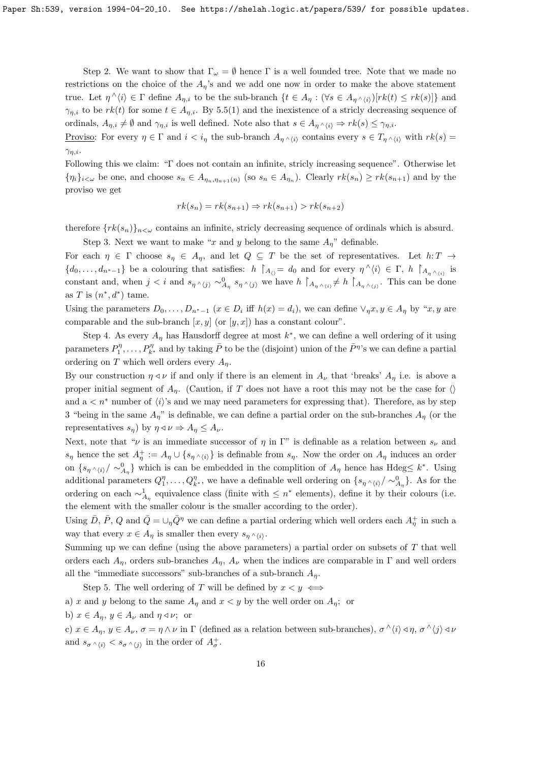Step 2. We want to show that $\Gamma_\omega = \emptyset$ hence $\Gamma$ is a well founded tree. Note that we made no restrictions on the choice of the $A_\eta$'s and we add one now in order to make the above statement true. Let $\eta^\frown\langle i\rangle \in \Gamma$ define $A_{\eta,i}$ to be the sub-branch $\{t \in A_\eta : (\forall s \in A_{\eta^\frown\langle i\rangle})[rk(t) \leq rk(s)]\}$ and $\gamma_{\eta,i}$ to be $rk(t)$ for some $t \in A_{\eta,i}$. By 5.5(1) and the inexistence of a stricly decreasing sequence of ordinals, $A_{\eta,i} \neq \emptyset$ and $\gamma_{\eta,i}$ is well defined. Note also that $s \in A_{\eta^\frown\langle i\rangle} \Rightarrow rk(s) \leq \gamma_{\eta,i}$.

Proviso: For every $\eta \in \Gamma$ and $i < i_\eta$ the sub-branch $A_{\eta^\frown\langle i\rangle}$ contains every $s \in T_{\eta^\frown\langle i\rangle}$ with $rk(s) = \gamma_{\eta,i}$.

Following this we claim: "$\Gamma$ does not contain an infinite, stricly increasing sequence". Otherwise let $\{\eta_i\}_{i<\omega}$ be one, and choose $s_n \in A_{\eta_n,\eta_{n+1}(n)}$ (so $s_n \in A_{\eta_n}$). Clearly $rk(s_n) \geq rk(s_{n+1})$ and by the proviso we get

$$rk(s_n) = rk(s_{n+1}) \Rightarrow rk(s_{n+1}) > rk(s_{n+2})$$

therefore $\{rk(s_n)\}_{n<\omega}$ contains an infinite, stricly decreasing sequence of ordinals which is absurd.

Step 3. Next we want to make "$x$ and $y$ belong to the same $A_\eta$" definable.
For each $\eta \in \Gamma$ choose $s_\eta \in A_\eta$, and let $Q \subseteq T$ be the set of representatives. Let $h\colon T \to \{d_0, \dots, d_{n^*-1}\}$ be a colouring that satisfies: $h\restriction_{A_{\langle\rangle}} = d_0$ and for every $\eta^\frown\langle i\rangle \in \Gamma$, $h\restriction_{A_{\eta^\frown\langle i\rangle}}$ is constant and, when $j < i$ and $s_{\eta^\frown\langle j\rangle} \sim^0_{A_\eta} s_{\eta^\frown\langle j\rangle}$ we have $h\restriction_{A_{\eta^\frown\langle i\rangle}} \neq h\restriction_{A_{\eta^\frown\langle j\rangle}}$. This can be done as $T$ is $(n^*, d^*)$ tame.
Using the parameters $D_0, \dots, D_{n^*-1}$ ($x \in D_i$ iff $h(x) = d_i$), we can define $\vee_\eta x, y \in A_\eta$ by "$x, y$ are comparable and the sub-branch $[x, y]$ (or $[y, x]$) has a constant colour".

Step 4. As every $A_\eta$ has Hausdorff degree at most $k^*$, we can define a well ordering of it using parameters $P^\eta_1, \dots, P^\eta_{k^*}$ and by taking $\bar{P}$ to be the (disjoint) union of the $\bar{P}^\eta$'s we can define a partial ordering on $T$ which well orders every $A_\eta$.
By our construction $\eta \lhd \nu$ if and only if there is an element in $A_\nu$ that 'breaks' $A_\eta$ i.e. is above a proper initial segment of $A_\eta$. (Caution, if $T$ does not have a root this may not be the case for $\langle\rangle$ and a $< n^*$ number of $\langle i\rangle$'s and we may need parameters for expressing that). Therefore, as by step 3 "being in the same $A_\eta$" is definable, we can define a partial order on the sub-branches $A_\eta$ (or the representatives $s_\eta$) by $\eta \lhd \nu \Rightarrow A_\eta \leq A_\nu$.
Next, note that "$\nu$ is an immediate successor of $\eta$ in $\Gamma$" is definable as a relation between $s_\nu$ and $s_\eta$ hence the set $A^+_\eta := A_\eta \cup \{s_{\eta^\frown\langle i\rangle}\}$ is definable from $s_\eta$. Now the order on $A_\eta$ induces an order on $\{s_{\eta^\frown\langle i\rangle}/\sim^0_{A_\eta}\}$ which is can be embedded in the complition of $A_\eta$ hence has Hdeg$\leq k^*$. Using additional parameters $Q^\eta_1, \dots, Q^\eta_{k^*}$, we have a definable well ordering on $\{s_{\eta^\frown\langle i\rangle}/\sim^0_{A_\eta}\}$. As for the ordering on each $\sim^1_{A_\eta}$ equivalence class (finite with $\leq n^*$ elements), define it by their colours (i.e. the element with the smaller colour is the smaller according to the order).
Using $\bar{D}$, $\bar{P}$, $Q$ and $\bar{Q} = \cup_\eta \bar{Q}^\eta$ we can define a partial ordering which well orders each $A^+_\eta$ in such a way that every $x \in A_\eta$ is smaller then every $s_{\eta^\frown\langle i\rangle}$.
Summing up we can define (using the above parameters) a partial order on subsets of $T$ that well orders each $A_\eta$, orders sub-branches $A_\eta$, $A_\nu$ when the indices are comparable in $\Gamma$ and well orders all the "immediate successors" sub-branches of a sub-branch $A_\eta$.

Step 5. The well ordering of $T$ will be defined by $x < y \iff$

a) $x$ and $y$ belong to the same $A_\eta$ and $x < y$ by the well order on $A_\eta$; or

b) $x \in A_\eta$, $y \in A_\nu$ and $\eta \lhd \nu$; or

c) $x \in A_\eta$, $y \in A_\nu$, $\sigma = \eta \wedge \nu$ in $\Gamma$ (defined as a relation between sub-branches), $\sigma^\frown\langle i\rangle \lhd \eta$, $\sigma^\frown\langle j\rangle \lhd \nu$ and $s_{\sigma^\frown\langle i\rangle} < s_{\sigma^\frown\langle j\rangle}$ in the order of $A^+_\sigma$.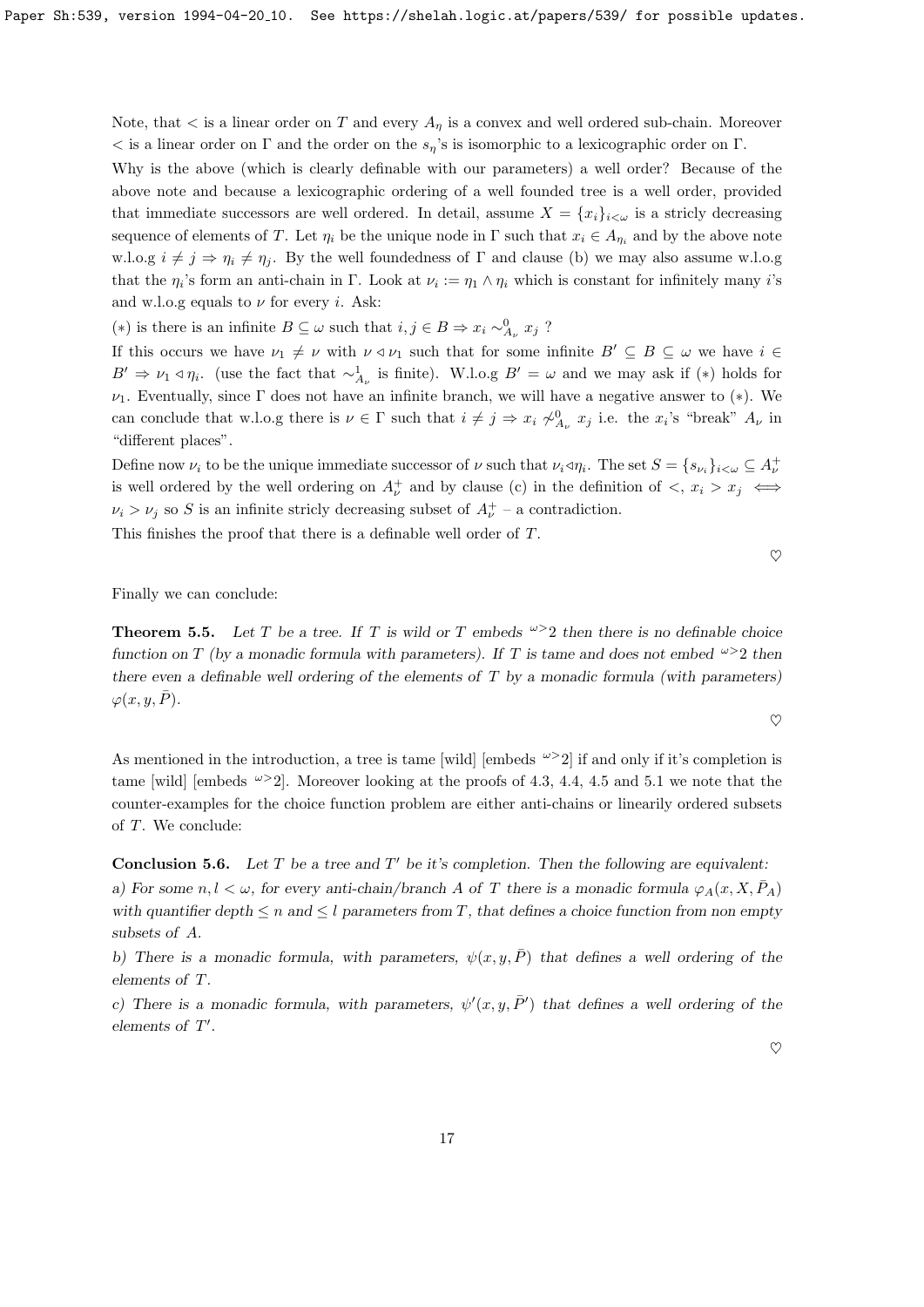Note, that $<$ is a linear order on $T$ and every $A_\eta$ is a convex and well ordered sub-chain. Moreover $<$ is a linear order on $\Gamma$ and the order on the $s_\eta$'s is isomorphic to a lexicographic order on $\Gamma$.

Why is the above (which is clearly definable with our parameters) a well order? Because of the above note and because a lexicographic ordering of a well founded tree is a well order, provided that immediate successors are well ordered. In detail, assume $X = \{x_i\}_{i<\omega}$ is a stricly decreasing sequence of elements of $T$. Let $\eta_i$ be the unique node in $\Gamma$ such that $x_i \in A_{\eta_i}$ and by the above note w.l.o.g $i \neq j \Rightarrow \eta_i \neq \eta_j$. By the well foundedness of $\Gamma$ and clause (b) we may also assume w.l.o.g that the $\eta_i$'s form an anti-chain in $\Gamma$. Look at $\nu_i := \eta_1 \wedge \eta_i$ which is constant for infinitely many $i$'s and w.l.o.g equals to $\nu$ for every $i$. Ask:

$(*)$ is there is an infinite $B \subseteq \omega$ such that $i, j \in B \Rightarrow x_i \sim^0_{A_\nu} x_j$ ?

If this occurs we have $\nu_1 \neq \nu$ with $\nu \triangleleft \nu_1$ such that for some infinite $B' \subseteq B \subseteq \omega$ we have $i \in B' \Rightarrow \nu_1 \triangleleft \eta_i$. (use the fact that $\sim^1_{A_\nu}$ is finite). W.l.o.g $B' = \omega$ and we may ask if $(*)$ holds for $\nu_1$. Eventually, since $\Gamma$ does not have an infinite branch, we will have a negative answer to $(*)$. We can conclude that w.l.o.g there is $\nu \in \Gamma$ such that $i \neq j \Rightarrow x_i \not\sim^0_{A_\nu} x_j$ i.e. the $x_i$'s "break" $A_\nu$ in "different places".

Define now $\nu_i$ to be the unique immediate successor of $\nu$ such that $\nu_i \triangleleft \eta_i$. The set $S = \{s_{\nu_i}\}_{i<\omega} \subseteq A^+_\nu$ is well ordered by the well ordering on $A^+_\nu$ and by clause (c) in the definition of $<$, $x_i > x_j \iff \nu_i > \nu_j$ so $S$ is an infinite stricly decreasing subset of $A^+_\nu$ – a contradiction.

This finishes the proof that there is a definable well order of $T$.

$\heartsuit$

Finally we can conclude:

**Theorem 5.5.** *Let $T$ be a tree. If $T$ is wild or $T$ embeds ${}^{\omega>}2$ then there is no definable choice function on $T$ (by a monadic formula with parameters). If $T$ is tame and does not embed ${}^{\omega>}2$ then there even a definable well ordering of the elements of $T$ by a monadic formula (with parameters) $\varphi(x, y, \bar{P})$.*

$\heartsuit$

As mentioned in the introduction, a tree is tame [wild] [embeds ${}^{\omega>}2$] if and only if it's completion is tame [wild] [embeds ${}^{\omega>}2$]. Moreover looking at the proofs of 4.3, 4.4, 4.5 and 5.1 we note that the counter-examples for the choice function problem are either anti-chains or linearily ordered subsets of $T$. We conclude:

**Conclusion 5.6.** *Let $T$ be a tree and $T'$ be it's completion. Then the following are equivalent:*

*a) For some $n, l < \omega$, for every anti-chain/branch $A$ of $T$ there is a monadic formula $\varphi_A(x, X, \bar{P}_A)$ with quantifier depth $\leq n$ and $\leq l$ parameters from $T$, that defines a choice function from non empty subsets of $A$.*

*b) There is a monadic formula, with parameters, $\psi(x, y, \bar{P})$ that defines a well ordering of the elements of $T$.*

*c) There is a monadic formula, with parameters, $\psi'(x, y, \bar{P}')$ that defines a well ordering of the elements of $T'$.*

$\heartsuit$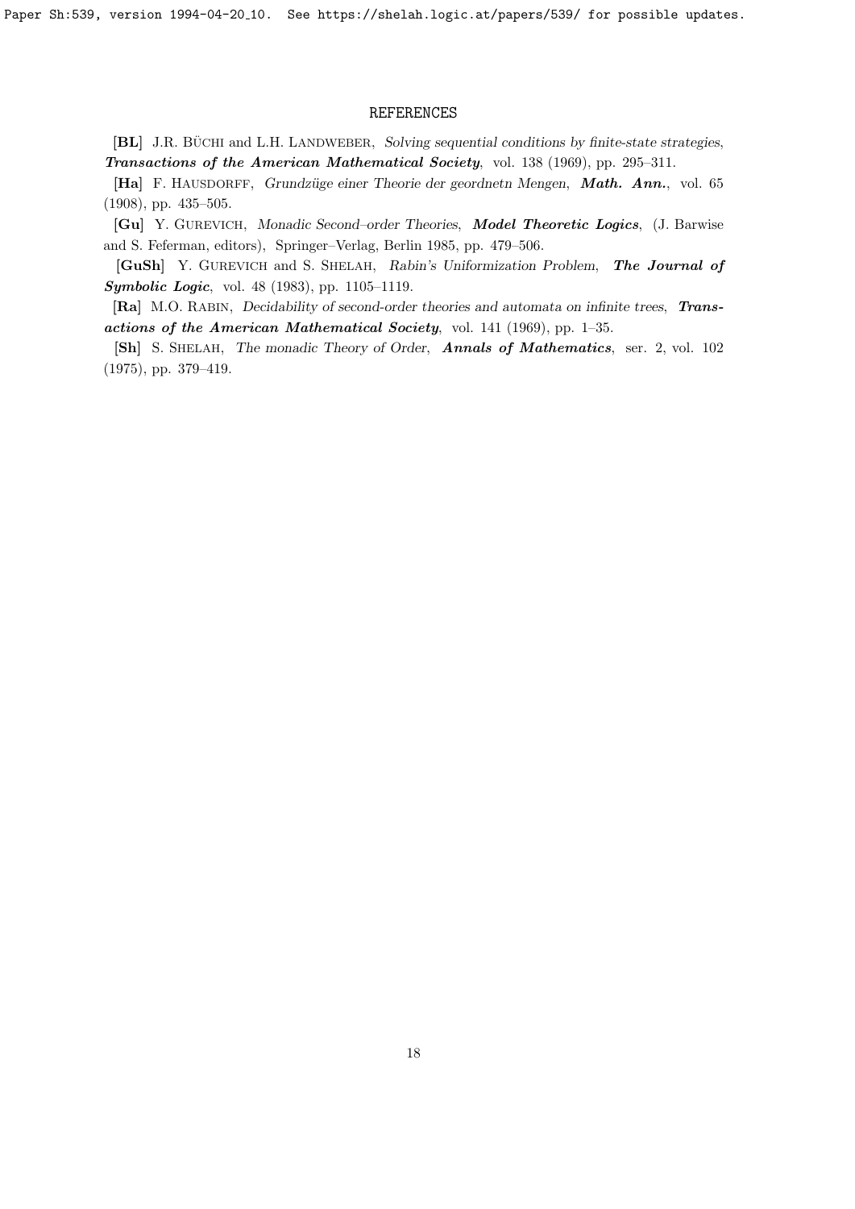## REFERENCES

**[BL]** J.R. Büchi and L.H. Landweber, *Solving sequential conditions by finite-state strategies*, ***Transactions of the American Mathematical Society***, vol. 138 (1969), pp. 295–311.

**[Ha]** F. Hausdorff, *Grundzüge einer Theorie der geordnetn Mengen*, ***Math. Ann.***, vol. 65 (1908), pp. 435–505.

**[Gu]** Y. Gurevich, *Monadic Second–order Theories*, ***Model Theoretic Logics***, (J. Barwise and S. Feferman, editors), Springer–Verlag, Berlin 1985, pp. 479–506.

**[GuSh]** Y. Gurevich and S. Shelah, *Rabin's Uniformization Problem*, ***The Journal of Symbolic Logic***, vol. 48 (1983), pp. 1105–1119.

**[Ra]** M.O. Rabin, *Decidability of second-order theories and automata on infinite trees*, ***Transactions of the American Mathematical Society***, vol. 141 (1969), pp. 1–35.

**[Sh]** S. Shelah, *The monadic Theory of Order*, ***Annals of Mathematics***, ser. 2, vol. 102 (1975), pp. 379–419.